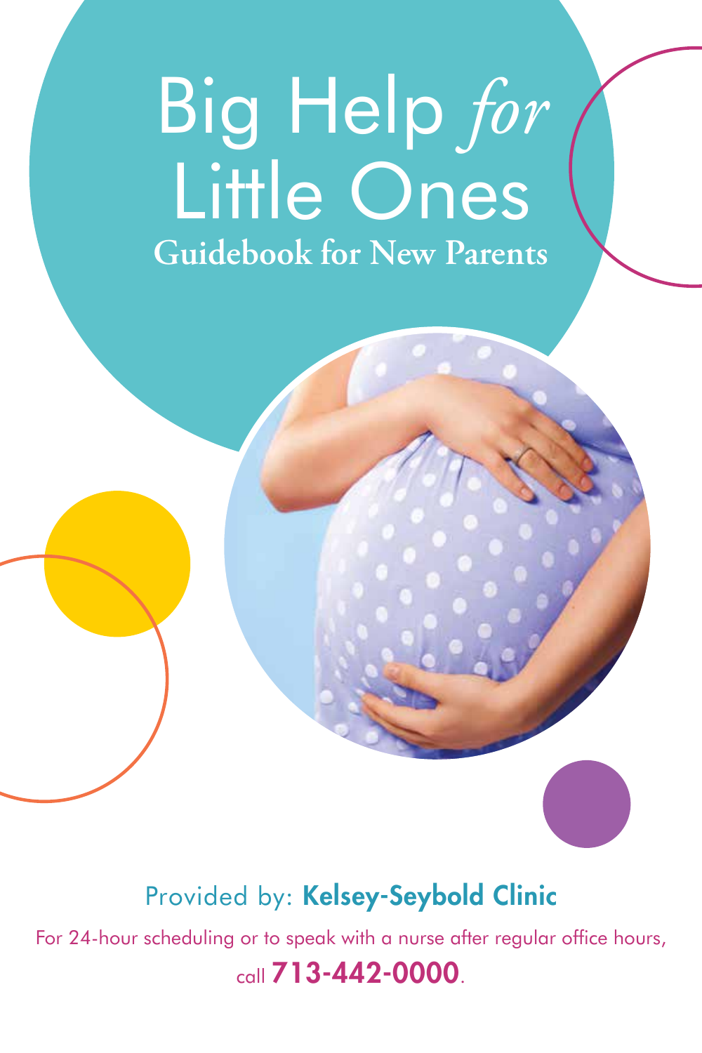# Big Help *for* Little Ones

## Guidebook for New Parents

Provided by: **Kelsey-Seybold Clinic**

For 24-hour scheduling or to speak with a nurse after regular office hours, call **713-442-0000**.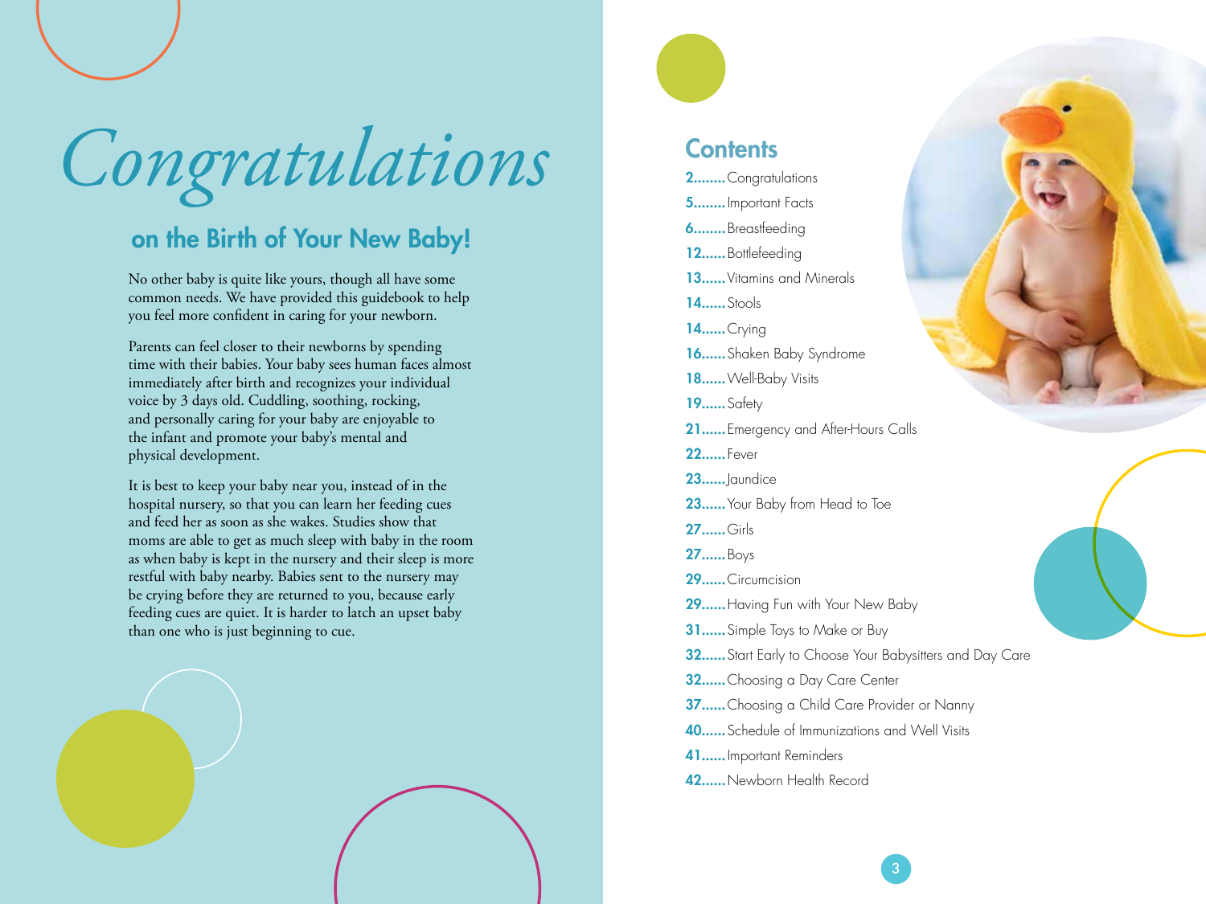# Congratulations

## on the Birth of Your New Baby!

No other baby is quite like yours, though all have some common needs. We have provided this guidebook to help you feel more confident in caring for your newborn.

Parents can feel closer to their newborns by spending time with their babies. Your baby sees human faces almost immediately after birth and recognizes your individual voice by 3 days old. Cuddling, soothing, rocking, and personally caring for your baby are enjoyable to the infant and promote your baby's mental and physical development.

It is best to keep your baby near you, instead of in the hospital nursery, so that you can learn her feeding cues and feed her as soon as she wakes. Studies show that moms are able to get as much sleep with baby in the room as when baby is kept in the nursery and their sleep is more restful with baby nearby. Babies sent to the nursery may be crying before they are returned to you, because early feeding cues are quiet. It is harder to latch an upset baby than one who is just beginning to cue.

## Contents

**2**........Congratulations
**5**........Important Facts
**6**........Breastfeeding
**12**......Bottlefeeding
**13**......Vitamins and Minerals
**14**......Stools
**14**......Crying
**16**......Shaken Baby Syndrome
**18**......Well-Baby Visits
**19**......Safety
**21**......Emergency and After-Hours Calls
**22**......Fever
**23**......Jaundice
**23**......Your Baby from Head to Toe
**27**......Girls
**27**......Boys
**29**......Circumcision
**29**......Having Fun with Your New Baby
**31**......Simple Toys to Make or Buy
**32**......Start Early to Choose Your Babysitters and Day Care
**32**......Choosing a Day Care Center
**37**......Choosing a Child Care Provider or Nanny
**40**......Schedule of Immunizations and Well Visits
**41**......Important Reminders
**42**......Newborn Health Record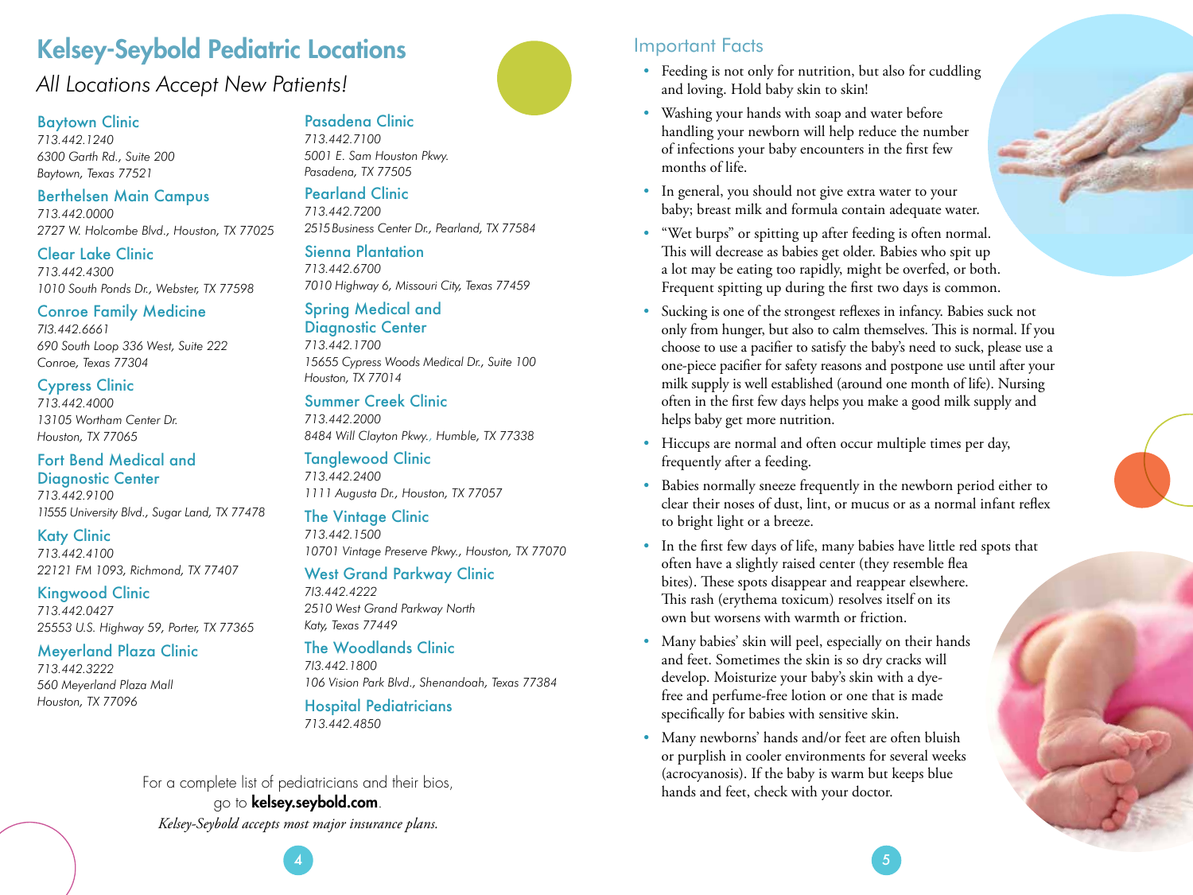# Kelsey-Seybold Pediatric Locations

*All Locations Accept New Patients!*

### Baytown Clinic
*713.442.1240*
*6300 Garth Rd., Suite 200*
*Baytown, Texas 77521*

### Berthelsen Main Campus
*713.442.0000*
*2727 W. Holcombe Blvd., Houston, TX 77025*

### Clear Lake Clinic
*713.442.4300*
*1010 South Ponds Dr., Webster, TX 77598*

### Conroe Family Medicine
*713.442.6661*
*690 South Loop 336 West, Suite 222*
*Conroe, Texas 77304*

### Cypress Clinic
*713.442.4000*
*13105 Wortham Center Dr.*
*Houston, TX 77065*

### Fort Bend Medical and Diagnostic Center
*713.442.9100*
*11555 University Blvd., Sugar Land, TX 77478*

### Katy Clinic
*713.442.4100*
*22121 FM 1093, Richmond, TX 77407*

### Kingwood Clinic
*713.442.0427*
*25553 U.S. Highway 59, Porter, TX 77365*

### Meyerland Plaza Clinic
*713.442.3222*
*560 Meyerland Plaza Mall*
*Houston, TX 77096*

### Pasadena Clinic
*713.442.7100*
*5001 E. Sam Houston Pkwy.*
*Pasadena, TX 77505*

### Pearland Clinic
*713.442.7200*
*2515 Business Center Dr., Pearland, TX 77584*

### Sienna Plantation
*713.442.6700*
*7010 Highway 6, Missouri City, Texas 77459*

### Spring Medical and Diagnostic Center
*713.442.1700*
*15655 Cypress Woods Medical Dr., Suite 100*
*Houston, TX 77014*

### Summer Creek Clinic
*713.442.2000*
*8484 Will Clayton Pkwy., Humble, TX 77338*

### Tanglewood Clinic
*713.442.2400*
*1111 Augusta Dr., Houston, TX 77057*

### The Vintage Clinic
*713.442.1500*
*10701 Vintage Preserve Pkwy., Houston, TX 77070*

### West Grand Parkway Clinic
*713.442.4222*
*2510 West Grand Parkway North*
*Katy, Texas 77449*

### The Woodlands Clinic
*713.442.1800*
*106 Vision Park Blvd., Shenandoah, Texas 77384*

### Hospital Pediatricians
*713.442.4850*

For a complete list of pediatricians and their bios, go to **kelsey.seybold.com**.

*Kelsey-Seybold accepts most major insurance plans.*

## Important Facts

- Feeding is not only for nutrition, but also for cuddling and loving. Hold baby skin to skin!
- Washing your hands with soap and water before handling your newborn will help reduce the number of infections your baby encounters in the first few months of life.
- In general, you should not give extra water to your baby; breast milk and formula contain adequate water.
- "Wet burps" or spitting up after feeding is often normal. This will decrease as babies get older. Babies who spit up a lot may be eating too rapidly, might be overfed, or both. Frequent spitting up during the first two days is common.
- Sucking is one of the strongest reflexes in infancy. Babies suck not only from hunger, but also to calm themselves. This is normal. If you choose to use a pacifier to satisfy the baby's need to suck, please use a one-piece pacifier for safety reasons and postpone use until after your milk supply is well established (around one month of life). Nursing often in the first few days helps you make a good milk supply and helps baby get more nutrition.
- Hiccups are normal and often occur multiple times per day, frequently after a feeding.
- Babies normally sneeze frequently in the newborn period either to clear their noses of dust, lint, or mucus or as a normal infant reflex to bright light or a breeze.
- In the first few days of life, many babies have little red spots that often have a slightly raised center (they resemble flea bites). These spots disappear and reappear elsewhere. This rash (erythema toxicum) resolves itself on its own but worsens with warmth or friction.
- Many babies' skin will peel, especially on their hands and feet. Sometimes the skin is so dry cracks will develop. Moisturize your baby's skin with a dye-free and perfume-free lotion or one that is made specifically for babies with sensitive skin.
- Many newborns' hands and/or feet are often bluish or purplish in cooler environments for several weeks (acrocyanosis). If the baby is warm but keeps blue hands and feet, check with your doctor.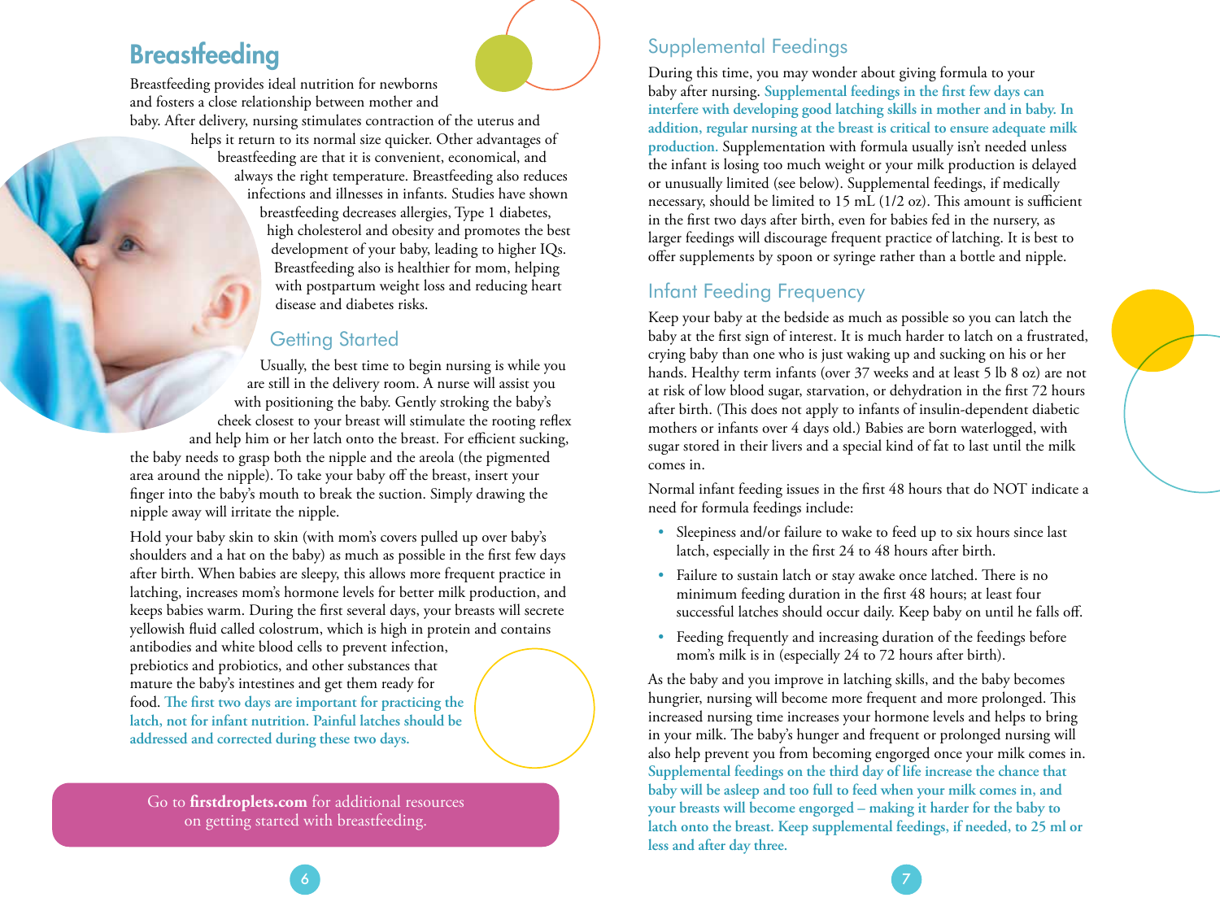# Breastfeeding

Breastfeeding provides ideal nutrition for newborns and fosters a close relationship between mother and baby. After delivery, nursing stimulates contraction of the uterus and helps it return to its normal size quicker. Other advantages of breastfeeding are that it is convenient, economical, and always the right temperature. Breastfeeding also reduces infections and illnesses in infants. Studies have shown breastfeeding decreases allergies, Type 1 diabetes, high cholesterol and obesity and promotes the best development of your baby, leading to higher IQs. Breastfeeding also is healthier for mom, helping with postpartum weight loss and reducing heart disease and diabetes risks.

## Getting Started

Usually, the best time to begin nursing is while you are still in the delivery room. A nurse will assist you with positioning the baby. Gently stroking the baby's cheek closest to your breast will stimulate the rooting reflex and help him or her latch onto the breast. For efficient sucking, the baby needs to grasp both the nipple and the areola (the pigmented area around the nipple). To take your baby off the breast, insert your finger into the baby's mouth to break the suction. Simply drawing the nipple away will irritate the nipple.

Hold your baby skin to skin (with mom's covers pulled up over baby's shoulders and a hat on the baby) as much as possible in the first few days after birth. When babies are sleepy, this allows more frequent practice in latching, increases mom's hormone levels for better milk production, and keeps babies warm. During the first several days, your breasts will secrete yellowish fluid called colostrum, which is high in protein and contains antibodies and white blood cells to prevent infection, prebiotics and probiotics, and other substances that mature the baby's intestines and get them ready for food. **The first two days are important for practicing the latch, not for infant nutrition. Painful latches should be addressed and corrected during these two days.**

Go to **firstdroplets.com** for additional resources on getting started with breastfeeding.

## Supplemental Feedings

During this time, you may wonder about giving formula to your baby after nursing. **Supplemental feedings in the first few days can interfere with developing good latching skills in mother and in baby. In addition, regular nursing at the breast is critical to ensure adequate milk production.** Supplementation with formula usually isn't needed unless the infant is losing too much weight or your milk production is delayed or unusually limited (see below). Supplemental feedings, if medically necessary, should be limited to 15 mL (1/2 oz). This amount is sufficient in the first two days after birth, even for babies fed in the nursery, as larger feedings will discourage frequent practice of latching. It is best to offer supplements by spoon or syringe rather than a bottle and nipple.

## Infant Feeding Frequency

Keep your baby at the bedside as much as possible so you can latch the baby at the first sign of interest. It is much harder to latch on a frustrated, crying baby than one who is just waking up and sucking on his or her hands. Healthy term infants (over 37 weeks and at least 5 lb 8 oz) are not at risk of low blood sugar, starvation, or dehydration in the first 72 hours after birth. (This does not apply to infants of insulin-dependent diabetic mothers or infants over 4 days old.) Babies are born waterlogged, with sugar stored in their livers and a special kind of fat to last until the milk comes in.

Normal infant feeding issues in the first 48 hours that do NOT indicate a need for formula feedings include:

- Sleepiness and/or failure to wake to feed up to six hours since last latch, especially in the first 24 to 48 hours after birth.
- Failure to sustain latch or stay awake once latched. There is no minimum feeding duration in the first 48 hours; at least four successful latches should occur daily. Keep baby on until he falls off.
- Feeding frequently and increasing duration of the feedings before mom's milk is in (especially 24 to 72 hours after birth).

As the baby and you improve in latching skills, and the baby becomes hungrier, nursing will become more frequent and more prolonged. This increased nursing time increases your hormone levels and helps to bring in your milk. The baby's hunger and frequent or prolonged nursing will also help prevent you from becoming engorged once your milk comes in. **Supplemental feedings on the third day of life increase the chance that baby will be asleep and too full to feed when your milk comes in, and your breasts will become engorged – making it harder for the baby to latch onto the breast. Keep supplemental feedings, if needed, to 25 ml or less and after day three.**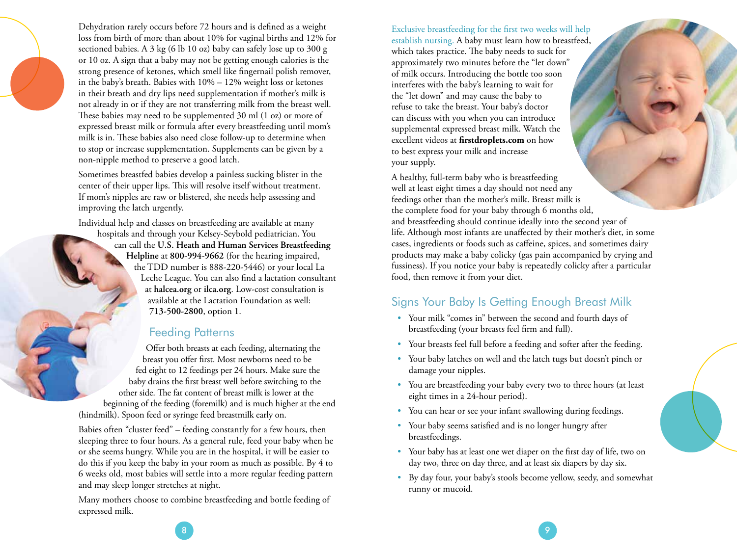Dehydration rarely occurs before 72 hours and is defined as a weight loss from birth of more than about 10% for vaginal births and 12% for sectioned babies. A 3 kg (6 lb 10 oz) baby can safely lose up to 300 g or 10 oz. A sign that a baby may not be getting enough calories is the strong presence of ketones, which smell like fingernail polish remover, in the baby's breath. Babies with 10% – 12% weight loss or ketones in their breath and dry lips need supplementation if mother's milk is not already in or if they are not transferring milk from the breast well. These babies may need to be supplemented 30 ml (1 oz) or more of expressed breast milk or formula after every breastfeeding until mom's milk is in. These babies also need close follow-up to determine when to stop or increase supplementation. Supplements can be given by a non-nipple method to preserve a good latch.

Sometimes breastfed babies develop a painless sucking blister in the center of their upper lips. This will resolve itself without treatment. If mom's nipples are raw or blistered, she needs help assessing and improving the latch urgently.

Individual help and classes on breastfeeding are available at many hospitals and through your Kelsey-Seybold pediatrician. You can call the **U.S. Heath and Human Services Breastfeeding Helpline** at **800-994-9662** (for the hearing impaired, the TDD number is 888-220-5446) or your local La Leche League. You can also find a lactation consultant at **halcea.org** or **ilca.org**. Low-cost consultation is available at the Lactation Foundation as well: **713-500-2800**, option 1.

## Feeding Patterns

Offer both breasts at each feeding, alternating the breast you offer first. Most newborns need to be fed eight to 12 feedings per 24 hours. Make sure the baby drains the first breast well before switching to the other side. The fat content of breast milk is lower at the beginning of the feeding (foremilk) and is much higher at the end (hindmilk). Spoon feed or syringe feed breastmilk early on.

Babies often "cluster feed" – feeding constantly for a few hours, then sleeping three to four hours. As a general rule, feed your baby when he or she seems hungry. While you are in the hospital, it will be easier to do this if you keep the baby in your room as much as possible. By 4 to 6 weeks old, most babies will settle into a more regular feeding pattern and may sleep longer stretches at night.

Many mothers choose to combine breastfeeding and bottle feeding of expressed milk.

Exclusive breastfeeding for the first two weeks will help establish nursing. A baby must learn how to breastfeed, which takes practice. The baby needs to suck for approximately two minutes before the "let down" of milk occurs. Introducing the bottle too soon interferes with the baby's learning to wait for the "let down" and may cause the baby to refuse to take the breast. Your baby's doctor can discuss with you when you can introduce supplemental expressed breast milk. Watch the excellent videos at **firstdroplets.com** on how to best express your milk and increase your supply.

A healthy, full-term baby who is breastfeeding well at least eight times a day should not need any feedings other than the mother's milk. Breast milk is the complete food for your baby through 6 months old, and breastfeeding should continue ideally into the second year of life. Although most infants are unaffected by their mother's diet, in some cases, ingredients or foods such as caffeine, spices, and sometimes dairy products may make a baby colicky (gas pain accompanied by crying and fussiness). If you notice your baby is repeatedly colicky after a particular food, then remove it from your diet.

## Signs Your Baby Is Getting Enough Breast Milk

- Your milk "comes in" between the second and fourth days of breastfeeding (your breasts feel firm and full).
- Your breasts feel full before a feeding and softer after the feeding.
- Your baby latches on well and the latch tugs but doesn't pinch or damage your nipples.
- You are breastfeeding your baby every two to three hours (at least eight times in a 24-hour period).
- You can hear or see your infant swallowing during feedings.
- Your baby seems satisfied and is no longer hungry after breastfeedings.
- Your baby has at least one wet diaper on the first day of life, two on day two, three on day three, and at least six diapers by day six.
- By day four, your baby's stools become yellow, seedy, and somewhat runny or mucoid.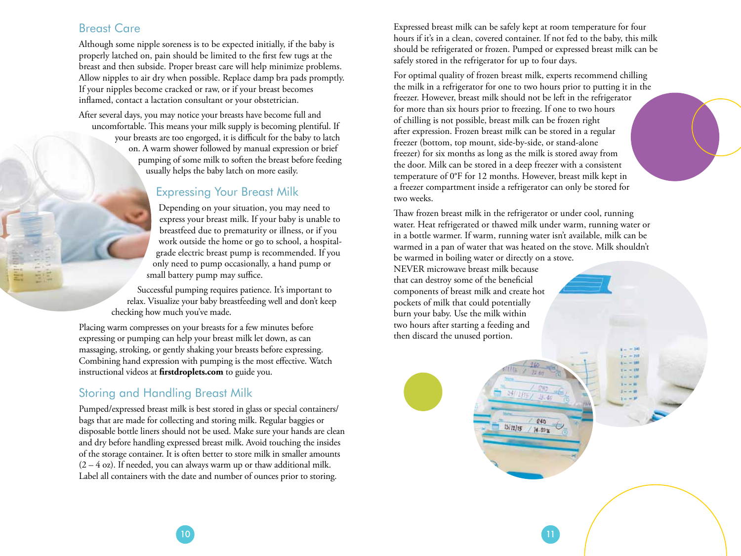## Breast Care

Although some nipple soreness is to be expected initially, if the baby is properly latched on, pain should be limited to the first few tugs at the breast and then subside. Proper breast care will help minimize problems. Allow nipples to air dry when possible. Replace damp bra pads promptly. If your nipples become cracked or raw, or if your breast becomes inflamed, contact a lactation consultant or your obstetrician.

After several days, you may notice your breasts have become full and uncomfortable. This means your milk supply is becoming plentiful. If your breasts are too engorged, it is difficult for the baby to latch on. A warm shower followed by manual expression or brief pumping of some milk to soften the breast before feeding usually helps the baby latch on more easily.

## Expressing Your Breast Milk

Depending on your situation, you may need to express your breast milk. If your baby is unable to breastfeed due to prematurity or illness, or if you work outside the home or go to school, a hospital-grade electric breast pump is recommended. If you only need to pump occasionally, a hand pump or small battery pump may suffice.

Successful pumping requires patience. It's important to relax. Visualize your baby breastfeeding well and don't keep checking how much you've made.

Placing warm compresses on your breasts for a few minutes before expressing or pumping can help your breast milk let down, as can massaging, stroking, or gently shaking your breasts before expressing. Combining hand expression with pumping is the most effective. Watch instructional videos at **firstdroplets.com** to guide you.

## Storing and Handling Breast Milk

Pumped/expressed breast milk is best stored in glass or special containers/bags that are made for collecting and storing milk. Regular baggies or disposable bottle liners should not be used. Make sure your hands are clean and dry before handling expressed breast milk. Avoid touching the insides of the storage container. It is often better to store milk in smaller amounts (2 – 4 oz). If needed, you can always warm up or thaw additional milk. Label all containers with the date and number of ounces prior to storing.

Expressed breast milk can be safely kept at room temperature for four hours if it's in a clean, covered container. If not fed to the baby, this milk should be refrigerated or frozen. Pumped or expressed breast milk can be safely stored in the refrigerator for up to four days.

For optimal quality of frozen breast milk, experts recommend chilling the milk in a refrigerator for one to two hours prior to putting it in the freezer. However, breast milk should not be left in the refrigerator for more than six hours prior to freezing. If one to two hours of chilling is not possible, breast milk can be frozen right after expression. Frozen breast milk can be stored in a regular freezer (bottom, top mount, side-by-side, or stand-alone freezer) for six months as long as the milk is stored away from the door. Milk can be stored in a deep freezer with a consistent temperature of 0°F for 12 months. However, breast milk kept in a freezer compartment inside a refrigerator can only be stored for two weeks.

Thaw frozen breast milk in the refrigerator or under cool, running water. Heat refrigerated or thawed milk under warm, running water or in a bottle warmer. If warm, running water isn't available, milk can be warmed in a pan of water that was heated on the stove. Milk shouldn't be warmed in boiling water or directly on a stove. NEVER microwave breast milk because that can destroy some of the beneficial components of breast milk and create hot pockets of milk that could potentially burn your baby. Use the milk within two hours after starting a feeding and then discard the unused portion.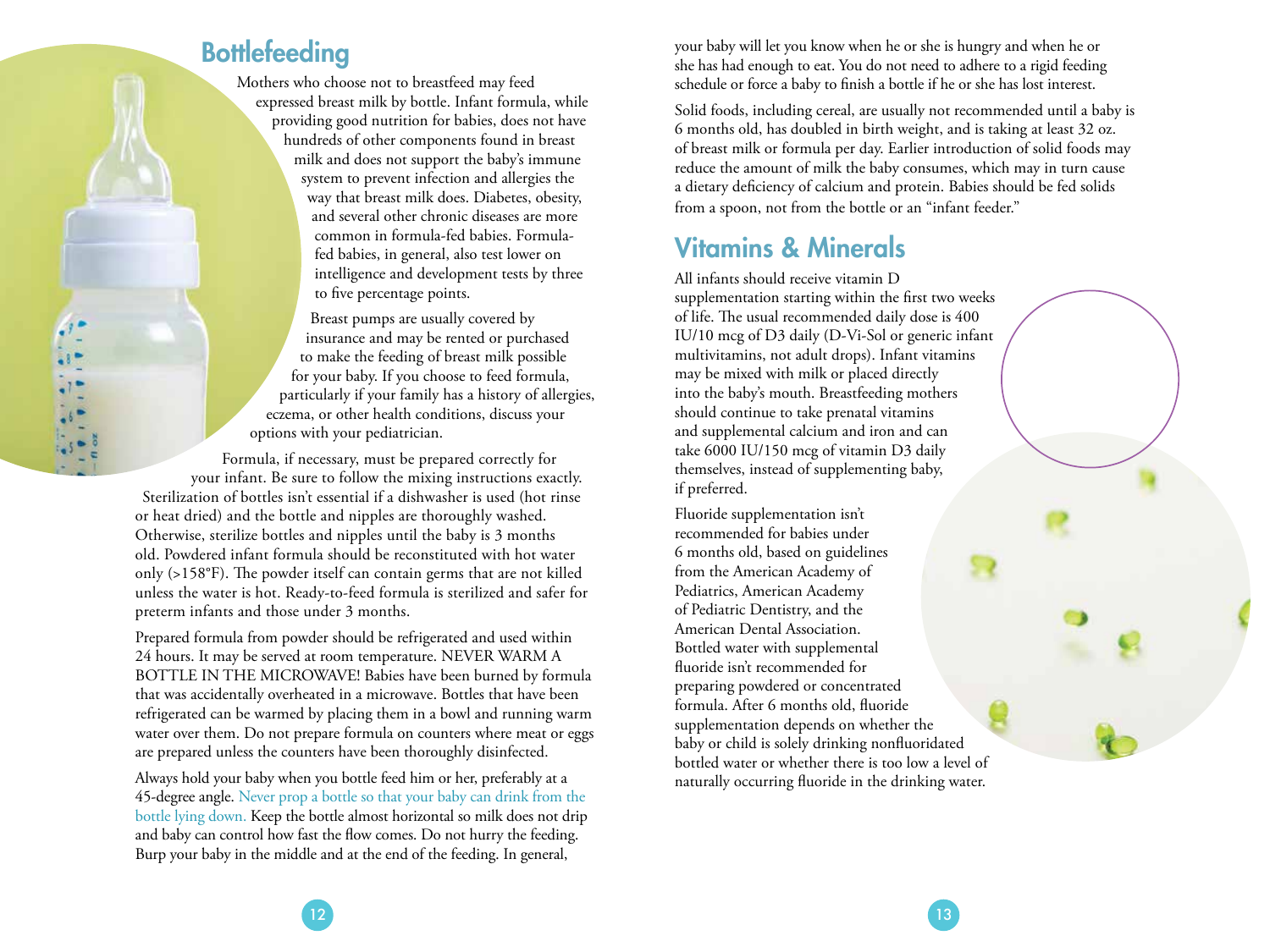## Bottlefeeding

Mothers who choose not to breastfeed may feed expressed breast milk by bottle. Infant formula, while providing good nutrition for babies, does not have hundreds of other components found in breast milk and does not support the baby's immune system to prevent infection and allergies the way that breast milk does. Diabetes, obesity, and several other chronic diseases are more common in formula-fed babies. Formula-fed babies, in general, also test lower on intelligence and development tests by three to five percentage points.

Breast pumps are usually covered by insurance and may be rented or purchased to make the feeding of breast milk possible for your baby. If you choose to feed formula, particularly if your family has a history of allergies, eczema, or other health conditions, discuss your options with your pediatrician.

Formula, if necessary, must be prepared correctly for your infant. Be sure to follow the mixing instructions exactly. Sterilization of bottles isn't essential if a dishwasher is used (hot rinse or heat dried) and the bottle and nipples are thoroughly washed. Otherwise, sterilize bottles and nipples until the baby is 3 months old. Powdered infant formula should be reconstituted with hot water only (>158°F). The powder itself can contain germs that are not killed unless the water is hot. Ready-to-feed formula is sterilized and safer for preterm infants and those under 3 months.

Prepared formula from powder should be refrigerated and used within 24 hours. It may be served at room temperature. NEVER WARM A BOTTLE IN THE MICROWAVE! Babies have been burned by formula that was accidentally overheated in a microwave. Bottles that have been refrigerated can be warmed by placing them in a bowl and running warm water over them. Do not prepare formula on counters where meat or eggs are prepared unless the counters have been thoroughly disinfected.

Always hold your baby when you bottle feed him or her, preferably at a 45-degree angle. Never prop a bottle so that your baby can drink from the bottle lying down. Keep the bottle almost horizontal so milk does not drip and baby can control how fast the flow comes. Do not hurry the feeding. Burp your baby in the middle and at the end of the feeding. In general, your baby will let you know when he or she is hungry and when he or she has had enough to eat. You do not need to adhere to a rigid feeding schedule or force a baby to finish a bottle if he or she has lost interest.

Solid foods, including cereal, are usually not recommended until a baby is 6 months old, has doubled in birth weight, and is taking at least 32 oz. of breast milk or formula per day. Earlier introduction of solid foods may reduce the amount of milk the baby consumes, which may in turn cause a dietary deficiency of calcium and protein. Babies should be fed solids from a spoon, not from the bottle or an "infant feeder."

## Vitamins & Minerals

All infants should receive vitamin D supplementation starting within the first two weeks of life. The usual recommended daily dose is 400 IU/10 mcg of D3 daily (D-Vi-Sol or generic infant multivitamins, not adult drops). Infant vitamins may be mixed with milk or placed directly into the baby's mouth. Breastfeeding mothers should continue to take prenatal vitamins and supplemental calcium and iron and can take 6000 IU/150 mcg of vitamin D3 daily themselves, instead of supplementing baby, if preferred.

Fluoride supplementation isn't recommended for babies under 6 months old, based on guidelines from the American Academy of Pediatrics, American Academy of Pediatric Dentistry, and the American Dental Association. Bottled water with supplemental fluoride isn't recommended for preparing powdered or concentrated formula. After 6 months old, fluoride supplementation depends on whether the baby or child is solely drinking nonfluoridated bottled water or whether there is too low a level of naturally occurring fluoride in the drinking water.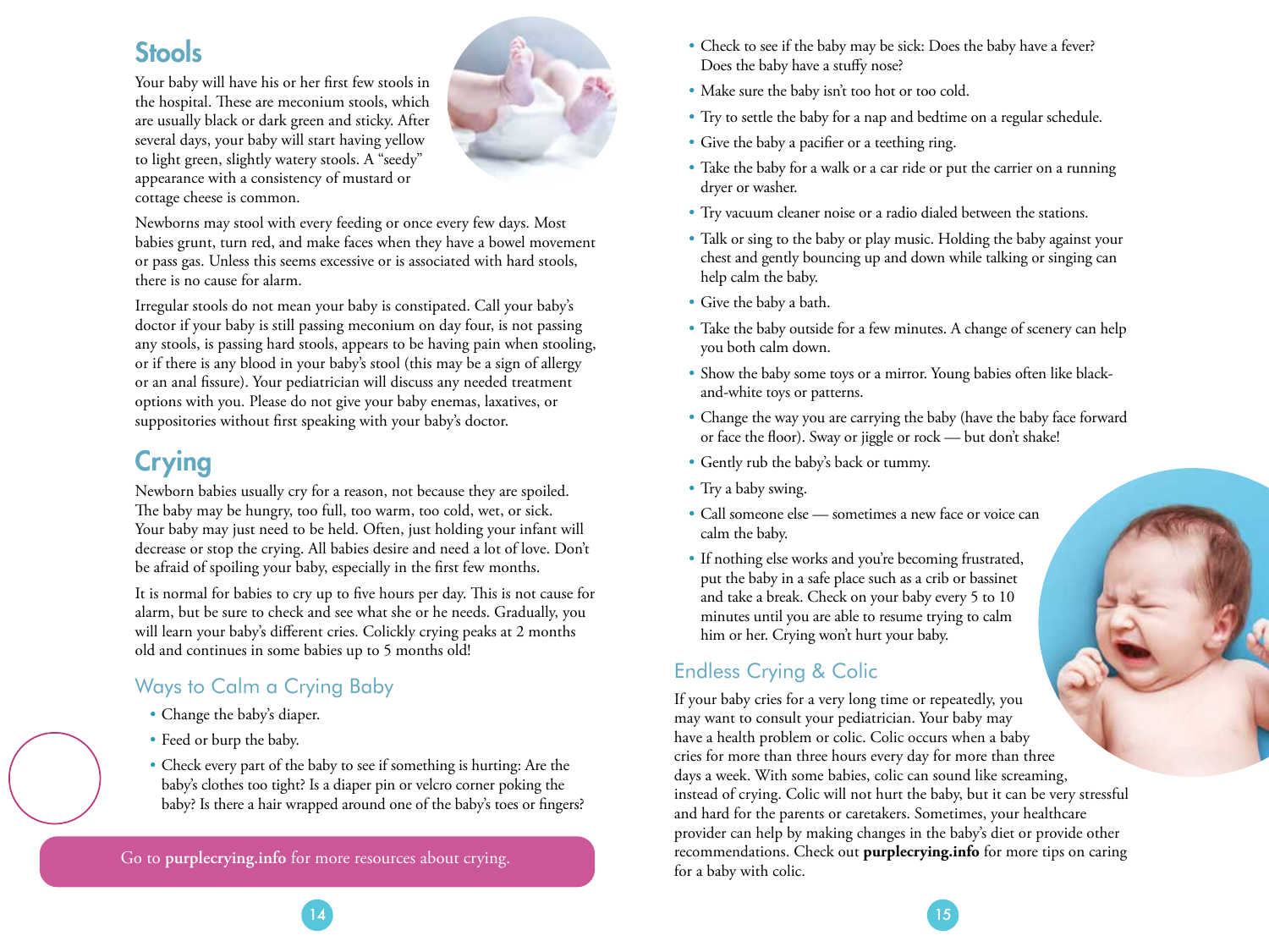## Stools

Your baby will have his or her first few stools in the hospital. These are meconium stools, which are usually black or dark green and sticky. After several days, your baby will start having yellow to light green, slightly watery stools. A "seedy" appearance with a consistency of mustard or cottage cheese is common.

Newborns may stool with every feeding or once every few days. Most babies grunt, turn red, and make faces when they have a bowel movement or pass gas. Unless this seems excessive or is associated with hard stools, there is no cause for alarm.

Irregular stools do not mean your baby is constipated. Call your baby's doctor if your baby is still passing meconium on day four, is not passing any stools, is passing hard stools, appears to be having pain when stooling, or if there is any blood in your baby's stool (this may be a sign of allergy or an anal fissure). Your pediatrician will discuss any needed treatment options with you. Please do not give your baby enemas, laxatives, or suppositories without first speaking with your baby's doctor.

## Crying

Newborn babies usually cry for a reason, not because they are spoiled. The baby may be hungry, too full, too warm, too cold, wet, or sick. Your baby may just need to be held. Often, just holding your infant will decrease or stop the crying. All babies desire and need a lot of love. Don't be afraid of spoiling your baby, especially in the first few months.

It is normal for babies to cry up to five hours per day. This is not cause for alarm, but be sure to check and see what she or he needs. Gradually, you will learn your baby's different cries. Colickly crying peaks at 2 months old and continues in some babies up to 5 months old!

### Ways to Calm a Crying Baby

- Change the baby's diaper.
- Feed or burp the baby.
- Check every part of the baby to see if something is hurting: Are the baby's clothes too tight? Is a diaper pin or velcro corner poking the baby? Is there a hair wrapped around one of the baby's toes or fingers?
- Check to see if the baby may be sick: Does the baby have a fever? Does the baby have a stuffy nose?
- Make sure the baby isn't too hot or too cold.
- Try to settle the baby for a nap and bedtime on a regular schedule.
- Give the baby a pacifier or a teething ring.
- Take the baby for a walk or a car ride or put the carrier on a running dryer or washer.
- Try vacuum cleaner noise or a radio dialed between the stations.
- Talk or sing to the baby or play music. Holding the baby against your chest and gently bouncing up and down while talking or singing can help calm the baby.
- Give the baby a bath.
- Take the baby outside for a few minutes. A change of scenery can help you both calm down.
- Show the baby some toys or a mirror. Young babies often like black-and-white toys or patterns.
- Change the way you are carrying the baby (have the baby face forward or face the floor). Sway or jiggle or rock — but don't shake!
- Gently rub the baby's back or tummy.
- Try a baby swing.
- Call someone else — sometimes a new face or voice can calm the baby.
- If nothing else works and you're becoming frustrated, put the baby in a safe place such as a crib or bassinet and take a break. Check on your baby every 5 to 10 minutes until you are able to resume trying to calm him or her. Crying won't hurt your baby.

Go to **purplecrying.info** for more resources about crying.

### Endless Crying & Colic

If your baby cries for a very long time or repeatedly, you may want to consult your pediatrician. Your baby may have a health problem or colic. Colic occurs when a baby cries for more than three hours every day for more than three days a week. With some babies, colic can sound like screaming, instead of crying. Colic will not hurt the baby, but it can be very stressful and hard for the parents or caretakers. Sometimes, your healthcare provider can help by making changes in the baby's diet or provide other recommendations. Check out **purplecrying.info** for more tips on caring for a baby with colic.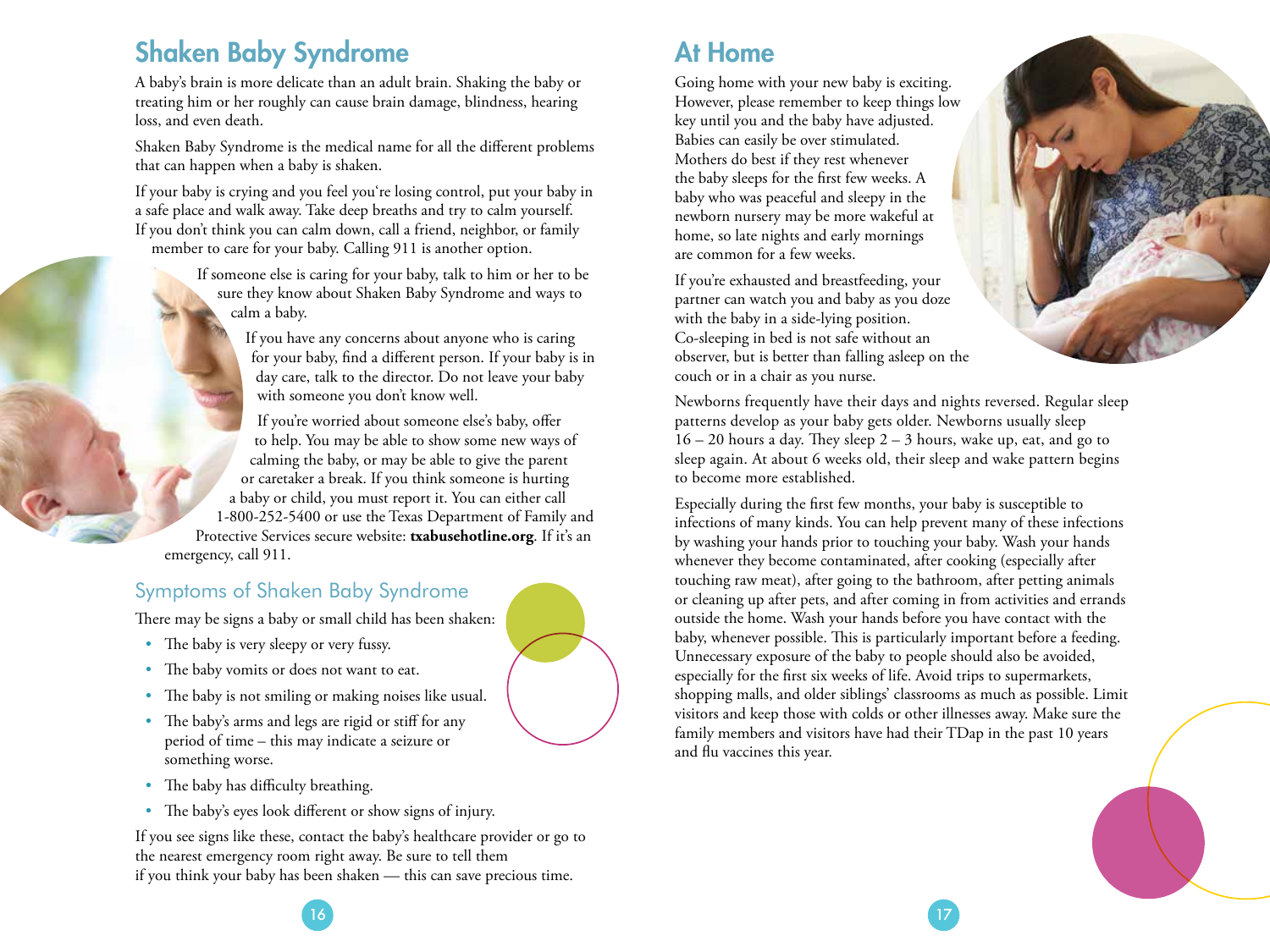## Shaken Baby Syndrome

A baby's brain is more delicate than an adult brain. Shaking the baby or treating him or her roughly can cause brain damage, blindness, hearing loss, and even death.

Shaken Baby Syndrome is the medical name for all the different problems that can happen when a baby is shaken.

If your baby is crying and you feel you're losing control, put your baby in a safe place and walk away. Take deep breaths and try to calm yourself. If you don't think you can calm down, call a friend, neighbor, or family member to care for your baby. Calling 911 is another option.

If someone else is caring for your baby, talk to him or her to be sure they know about Shaken Baby Syndrome and ways to calm a baby.

If you have any concerns about anyone who is caring for your baby, find a different person. If your baby is in day care, talk to the director. Do not leave your baby with someone you don't know well.

If you're worried about someone else's baby, offer to help. You may be able to show some new ways of calming the baby, or may be able to give the parent or caretaker a break. If you think someone is hurting a baby or child, you must report it. You can either call 1-800-252-5400 or use the Texas Department of Family and Protective Services secure website: **txabusehotline.org**. If it's an emergency, call 911.

### Symptoms of Shaken Baby Syndrome

There may be signs a baby or small child has been shaken:

- The baby is very sleepy or very fussy.
- The baby vomits or does not want to eat.
- The baby is not smiling or making noises like usual.
- The baby's arms and legs are rigid or stiff for any period of time – this may indicate a seizure or something worse.
- The baby has difficulty breathing.
- The baby's eyes look different or show signs of injury.

If you see signs like these, contact the baby's healthcare provider or go to the nearest emergency room right away. Be sure to tell them if you think your baby has been shaken — this can save precious time.

## At Home

Going home with your new baby is exciting. However, please remember to keep things low key until you and the baby have adjusted. Babies can easily be over stimulated. Mothers do best if they rest whenever the baby sleeps for the first few weeks. A baby who was peaceful and sleepy in the newborn nursery may be more wakeful at home, so late nights and early mornings are common for a few weeks.

If you're exhausted and breastfeeding, your partner can watch you and baby as you doze with the baby in a side-lying position. Co-sleeping in bed is not safe without an observer, but is better than falling asleep on the couch or in a chair as you nurse.

Newborns frequently have their days and nights reversed. Regular sleep patterns develop as your baby gets older. Newborns usually sleep 16 – 20 hours a day. They sleep 2 – 3 hours, wake up, eat, and go to sleep again. At about 6 weeks old, their sleep and wake pattern begins to become more established.

Especially during the first few months, your baby is susceptible to infections of many kinds. You can help prevent many of these infections by washing your hands prior to touching your baby. Wash your hands whenever they become contaminated, after cooking (especially after touching raw meat), after going to the bathroom, after petting animals or cleaning up after pets, and after coming in from activities and errands outside the home. Wash your hands before you have contact with the baby, whenever possible. This is particularly important before a feeding. Unnecessary exposure of the baby to people should also be avoided, especially for the first six weeks of life. Avoid trips to supermarkets, shopping malls, and older siblings' classrooms as much as possible. Limit visitors and keep those with colds or other illnesses away. Make sure the family members and visitors have had their TDap in the past 10 years and flu vaccines this year.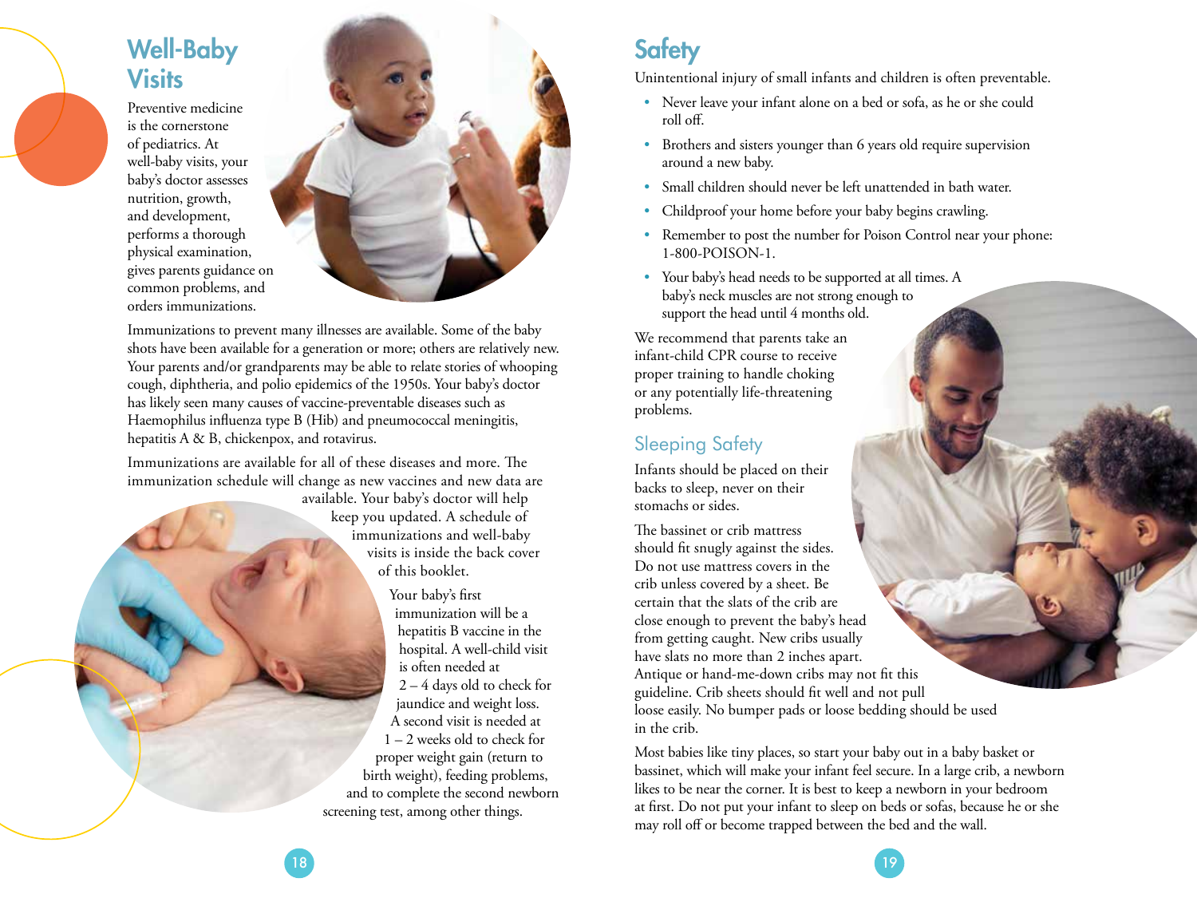## Well-Baby Visits

Preventive medicine is the cornerstone of pediatrics. At well-baby visits, your baby's doctor assesses nutrition, growth, and development, performs a thorough physical examination, gives parents guidance on common problems, and orders immunizations.

Immunizations to prevent many illnesses are available. Some of the baby shots have been available for a generation or more; others are relatively new. Your parents and/or grandparents may be able to relate stories of whooping cough, diphtheria, and polio epidemics of the 1950s. Your baby's doctor has likely seen many causes of vaccine-preventable diseases such as Haemophilus influenza type B (Hib) and pneumococcal meningitis, hepatitis A & B, chickenpox, and rotavirus.

Immunizations are available for all of these diseases and more. The immunization schedule will change as new vaccines and new data are available. Your baby's doctor will help keep you updated. A schedule of immunizations and well-baby visits is inside the back cover of this booklet.

Your baby's first immunization will be a hepatitis B vaccine in the hospital. A well-child visit is often needed at 2 – 4 days old to check for jaundice and weight loss. A second visit is needed at 1 – 2 weeks old to check for proper weight gain (return to birth weight), feeding problems, and to complete the second newborn screening test, among other things.

## Safety

Unintentional injury of small infants and children is often preventable.

- Never leave your infant alone on a bed or sofa, as he or she could roll off.
- Brothers and sisters younger than 6 years old require supervision around a new baby.
- Small children should never be left unattended in bath water.
- Childproof your home before your baby begins crawling.
- Remember to post the number for Poison Control near your phone: 1-800-POISON-1.
- Your baby's head needs to be supported at all times. A baby's neck muscles are not strong enough to support the head until 4 months old.

We recommend that parents take an infant-child CPR course to receive proper training to handle choking or any potentially life-threatening problems.

### Sleeping Safety

Infants should be placed on their backs to sleep, never on their stomachs or sides.

The bassinet or crib mattress should fit snugly against the sides. Do not use mattress covers in the crib unless covered by a sheet. Be certain that the slats of the crib are close enough to prevent the baby's head from getting caught. New cribs usually have slats no more than 2 inches apart. Antique or hand-me-down cribs may not fit this guideline. Crib sheets should fit well and not pull loose easily. No bumper pads or loose bedding should be used in the crib.

Most babies like tiny places, so start your baby out in a baby basket or bassinet, which will make your infant feel secure. In a large crib, a newborn likes to be near the corner. It is best to keep a newborn in your bedroom at first. Do not put your infant to sleep on beds or sofas, because he or she may roll off or become trapped between the bed and the wall.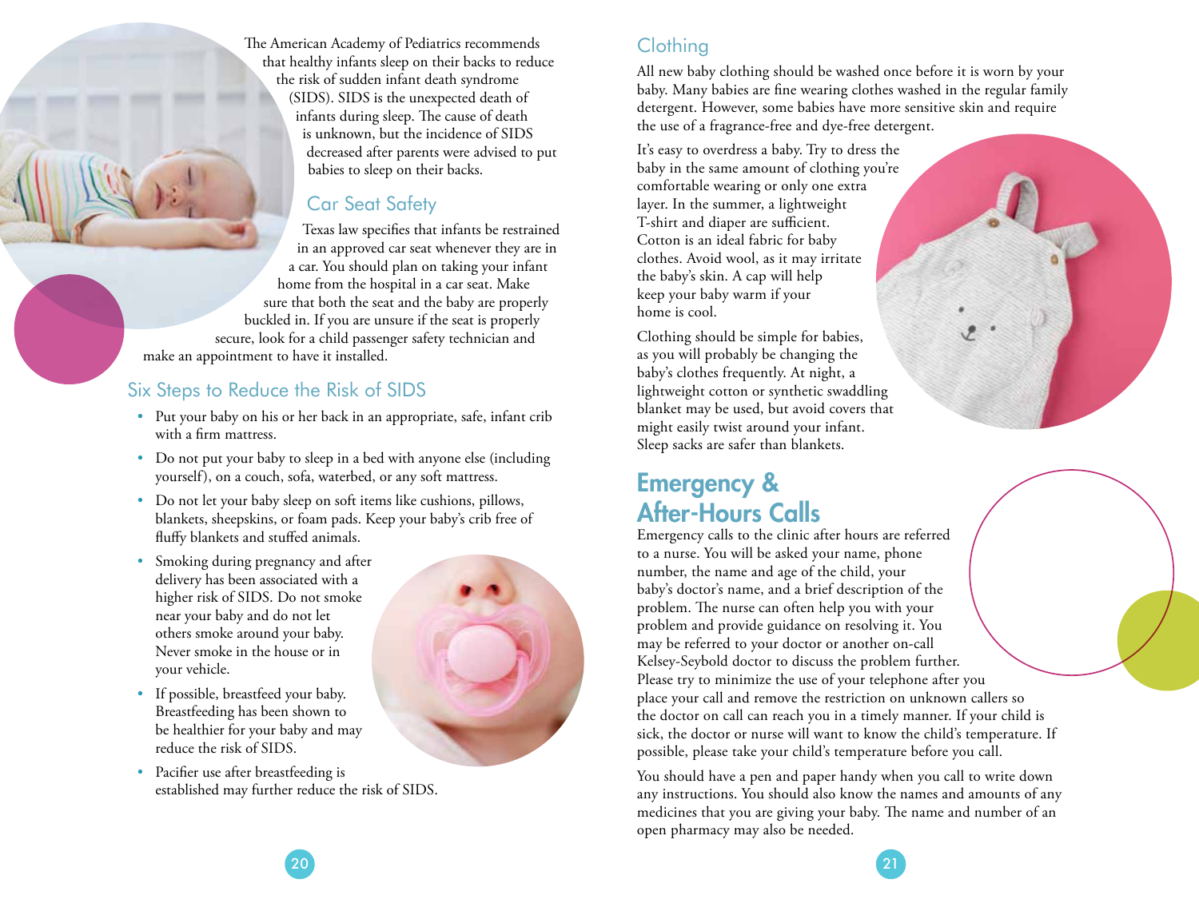The American Academy of Pediatrics recommends that healthy infants sleep on their backs to reduce the risk of sudden infant death syndrome (SIDS). SIDS is the unexpected death of infants during sleep. The cause of death is unknown, but the incidence of SIDS decreased after parents were advised to put babies to sleep on their backs.

### Car Seat Safety

Texas law specifies that infants be restrained in an approved car seat whenever they are in a car. You should plan on taking your infant home from the hospital in a car seat. Make sure that both the seat and the baby are properly buckled in. If you are unsure if the seat is properly secure, look for a child passenger safety technician and make an appointment to have it installed.

### Six Steps to Reduce the Risk of SIDS

- Put your baby on his or her back in an appropriate, safe, infant crib with a firm mattress.
- Do not put your baby to sleep in a bed with anyone else (including yourself), on a couch, sofa, waterbed, or any soft mattress.
- Do not let your baby sleep on soft items like cushions, pillows, blankets, sheepskins, or foam pads. Keep your baby's crib free of fluffy blankets and stuffed animals.
- Smoking during pregnancy and after delivery has been associated with a higher risk of SIDS. Do not smoke near your baby and do not let others smoke around your baby. Never smoke in the house or in your vehicle.
- If possible, breastfeed your baby. Breastfeeding has been shown to be healthier for your baby and may reduce the risk of SIDS.
- Pacifier use after breastfeeding is established may further reduce the risk of SIDS.

### Clothing

All new baby clothing should be washed once before it is worn by your baby. Many babies are fine wearing clothes washed in the regular family detergent. However, some babies have more sensitive skin and require the use of a fragrance-free and dye-free detergent.

It's easy to overdress a baby. Try to dress the baby in the same amount of clothing you're comfortable wearing or only one extra layer. In the summer, a lightweight T-shirt and diaper are sufficient. Cotton is an ideal fabric for baby clothes. Avoid wool, as it may irritate the baby's skin. A cap will help keep your baby warm if your home is cool.

Clothing should be simple for babies, as you will probably be changing the baby's clothes frequently. At night, a lightweight cotton or synthetic swaddling blanket may be used, but avoid covers that might easily twist around your infant. Sleep sacks are safer than blankets.

## Emergency & After-Hours Calls

Emergency calls to the clinic after hours are referred to a nurse. You will be asked your name, phone number, the name and age of the child, your baby's doctor's name, and a brief description of the problem. The nurse can often help you with your problem and provide guidance on resolving it. You may be referred to your doctor or another on-call Kelsey-Seybold doctor to discuss the problem further. Please try to minimize the use of your telephone after you place your call and remove the restriction on unknown callers so the doctor on call can reach you in a timely manner. If your child is sick, the doctor or nurse will want to know the child's temperature. If possible, please take your child's temperature before you call.

You should have a pen and paper handy when you call to write down any instructions. You should also know the names and amounts of any medicines that you are giving your baby. The name and number of an open pharmacy may also be needed.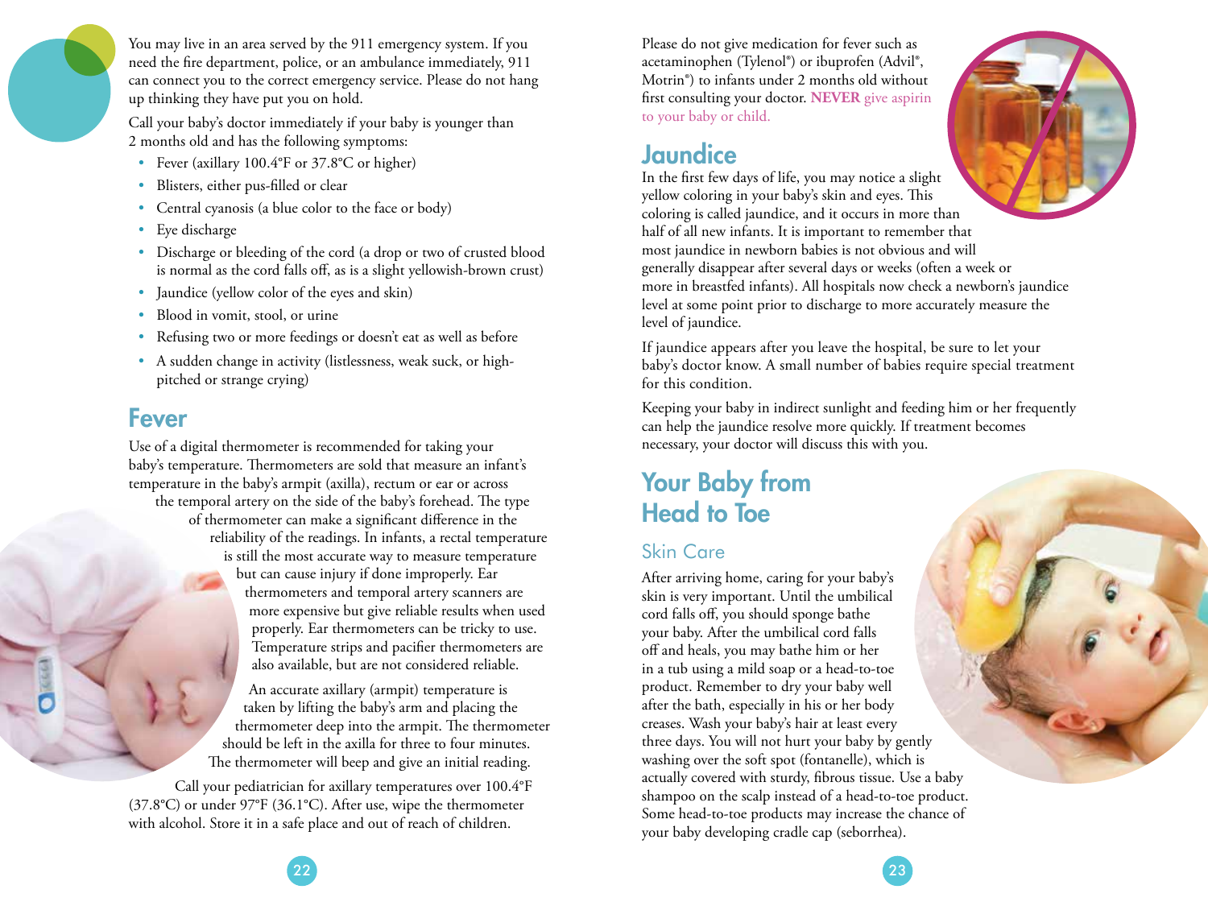You may live in an area served by the 911 emergency system. If you need the fire department, police, or an ambulance immediately, 911 can connect you to the correct emergency service. Please do not hang up thinking they have put you on hold.

Call your baby's doctor immediately if your baby is younger than 2 months old and has the following symptoms:

- Fever (axillary 100.4°F or 37.8°C or higher)
- Blisters, either pus-filled or clear
- Central cyanosis (a blue color to the face or body)
- Eye discharge
- Discharge or bleeding of the cord (a drop or two of crusted blood is normal as the cord falls off, as is a slight yellowish-brown crust)
- Jaundice (yellow color of the eyes and skin)
- Blood in vomit, stool, or urine
- Refusing two or more feedings or doesn't eat as well as before
- A sudden change in activity (listlessness, weak suck, or high-pitched or strange crying)

## Fever

Use of a digital thermometer is recommended for taking your baby's temperature. Thermometers are sold that measure an infant's temperature in the baby's armpit (axilla), rectum or ear or across the temporal artery on the side of the baby's forehead. The type of thermometer can make a significant difference in the reliability of the readings. In infants, a rectal temperature is still the most accurate way to measure temperature but can cause injury if done improperly. Ear thermometers and temporal artery scanners are more expensive but give reliable results when used properly. Ear thermometers can be tricky to use. Temperature strips and pacifier thermometers are also available, but are not considered reliable.

An accurate axillary (armpit) temperature is taken by lifting the baby's arm and placing the thermometer deep into the armpit. The thermometer should be left in the axilla for three to four minutes. The thermometer will beep and give an initial reading.

Call your pediatrician for axillary temperatures over 100.4°F (37.8°C) or under 97°F (36.1°C). After use, wipe the thermometer with alcohol. Store it in a safe place and out of reach of children.

Please do not give medication for fever such as acetaminophen (Tylenol®) or ibuprofen (Advil®, Motrin®) to infants under 2 months old without first consulting your doctor. **NEVER** give aspirin to your baby or child.

## Jaundice

In the first few days of life, you may notice a slight yellow coloring in your baby's skin and eyes. This coloring is called jaundice, and it occurs in more than half of all new infants. It is important to remember that most jaundice in newborn babies is not obvious and will generally disappear after several days or weeks (often a week or more in breastfed infants). All hospitals now check a newborn's jaundice level at some point prior to discharge to more accurately measure the level of jaundice.

If jaundice appears after you leave the hospital, be sure to let your baby's doctor know. A small number of babies require special treatment for this condition.

Keeping your baby in indirect sunlight and feeding him or her frequently can help the jaundice resolve more quickly. If treatment becomes necessary, your doctor will discuss this with you.

## Your Baby from Head to Toe

### Skin Care

After arriving home, caring for your baby's skin is very important. Until the umbilical cord falls off, you should sponge bathe your baby. After the umbilical cord falls off and heals, you may bathe him or her in a tub using a mild soap or a head-to-toe product. Remember to dry your baby well after the bath, especially in his or her body creases. Wash your baby's hair at least every three days. You will not hurt your baby by gently washing over the soft spot (fontanelle), which is actually covered with sturdy, fibrous tissue. Use a baby shampoo on the scalp instead of a head-to-toe product. Some head-to-toe products may increase the chance of your baby developing cradle cap (seborrhea).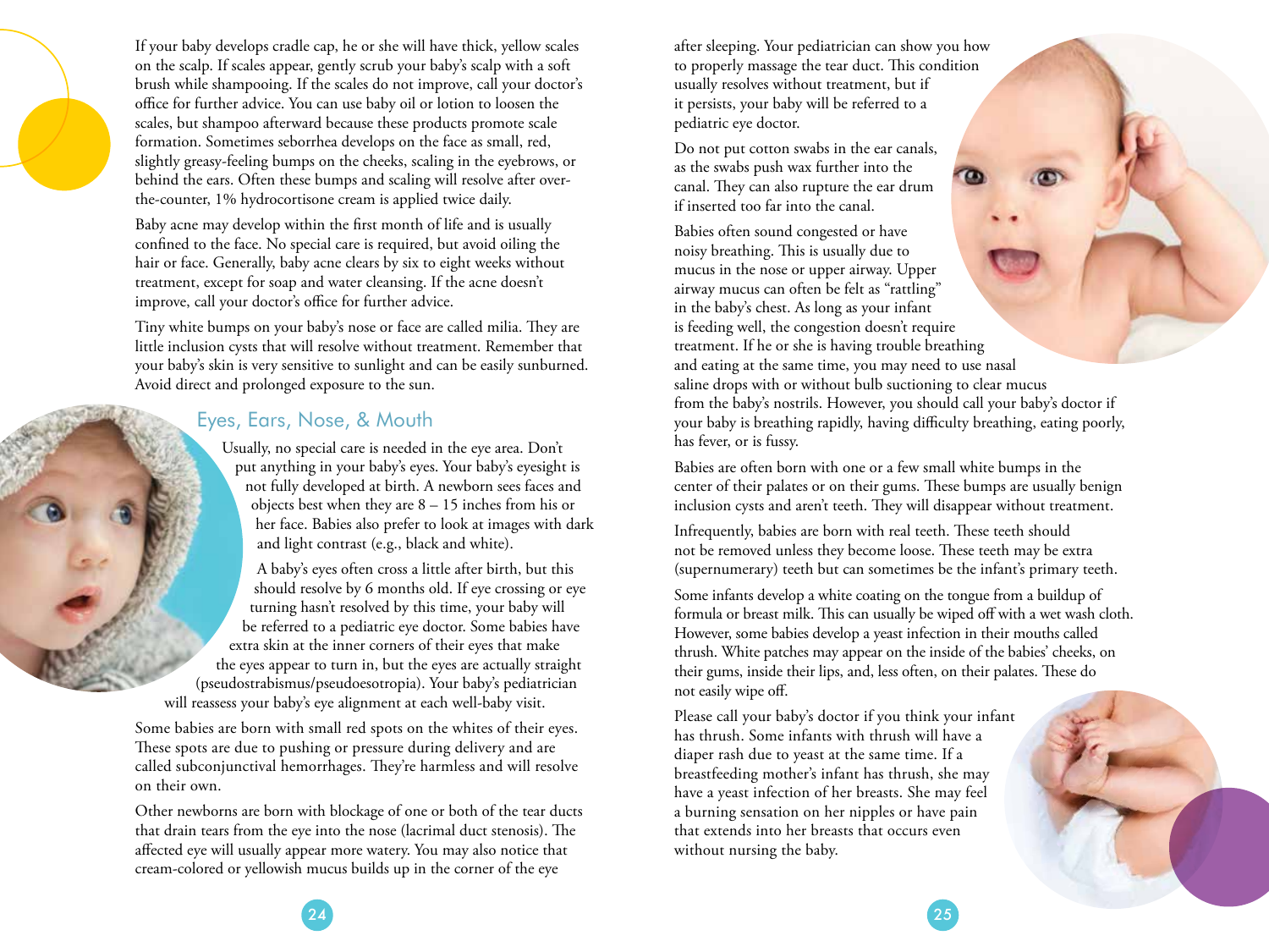If your baby develops cradle cap, he or she will have thick, yellow scales on the scalp. If scales appear, gently scrub your baby's scalp with a soft brush while shampooing. If the scales do not improve, call your doctor's office for further advice. You can use baby oil or lotion to loosen the scales, but shampoo afterward because these products promote scale formation. Sometimes seborrhea develops on the face as small, red, slightly greasy-feeling bumps on the cheeks, scaling in the eyebrows, or behind the ears. Often these bumps and scaling will resolve after over-the-counter, 1% hydrocortisone cream is applied twice daily.

Baby acne may develop within the first month of life and is usually confined to the face. No special care is required, but avoid oiling the hair or face. Generally, baby acne clears by six to eight weeks without treatment, except for soap and water cleansing. If the acne doesn't improve, call your doctor's office for further advice.

Tiny white bumps on your baby's nose or face are called milia. They are little inclusion cysts that will resolve without treatment. Remember that your baby's skin is very sensitive to sunlight and can be easily sunburned. Avoid direct and prolonged exposure to the sun.

## Eyes, Ears, Nose, & Mouth

Usually, no special care is needed in the eye area. Don't put anything in your baby's eyes. Your baby's eyesight is not fully developed at birth. A newborn sees faces and objects best when they are 8 – 15 inches from his or her face. Babies also prefer to look at images with dark and light contrast (e.g., black and white).

A baby's eyes often cross a little after birth, but this should resolve by 6 months old. If eye crossing or eye turning hasn't resolved by this time, your baby will be referred to a pediatric eye doctor. Some babies have extra skin at the inner corners of their eyes that make the eyes appear to turn in, but the eyes are actually straight (pseudostrabismus/pseudoesotropia). Your baby's pediatrician will reassess your baby's eye alignment at each well-baby visit.

Some babies are born with small red spots on the whites of their eyes. These spots are due to pushing or pressure during delivery and are called subconjunctival hemorrhages. They're harmless and will resolve on their own.

Other newborns are born with blockage of one or both of the tear ducts that drain tears from the eye into the nose (lacrimal duct stenosis). The affected eye will usually appear more watery. You may also notice that cream-colored or yellowish mucus builds up in the corner of the eye after sleeping. Your pediatrician can show you how to properly massage the tear duct. This condition usually resolves without treatment, but if it persists, your baby will be referred to a pediatric eye doctor.

Do not put cotton swabs in the ear canals, as the swabs push wax further into the canal. They can also rupture the ear drum if inserted too far into the canal.

Babies often sound congested or have noisy breathing. This is usually due to mucus in the nose or upper airway. Upper airway mucus can often be felt as "rattling" in the baby's chest. As long as your infant is feeding well, the congestion doesn't require treatment. If he or she is having trouble breathing and eating at the same time, you may need to use nasal saline drops with or without bulb suctioning to clear mucus from the baby's nostrils. However, you should call your baby's doctor if your baby is breathing rapidly, having difficulty breathing, eating poorly, has fever, or is fussy.

Babies are often born with one or a few small white bumps in the center of their palates or on their gums. These bumps are usually benign inclusion cysts and aren't teeth. They will disappear without treatment.

Infrequently, babies are born with real teeth. These teeth should not be removed unless they become loose. These teeth may be extra (supernumerary) teeth but can sometimes be the infant's primary teeth.

Some infants develop a white coating on the tongue from a buildup of formula or breast milk. This can usually be wiped off with a wet wash cloth. However, some babies develop a yeast infection in their mouths called thrush. White patches may appear on the inside of the babies' cheeks, on their gums, inside their lips, and, less often, on their palates. These do not easily wipe off.

Please call your baby's doctor if you think your infant has thrush. Some infants with thrush will have a diaper rash due to yeast at the same time. If a breastfeeding mother's infant has thrush, she may have a yeast infection of her breasts. She may feel a burning sensation on her nipples or have pain that extends into her breasts that occurs even without nursing the baby.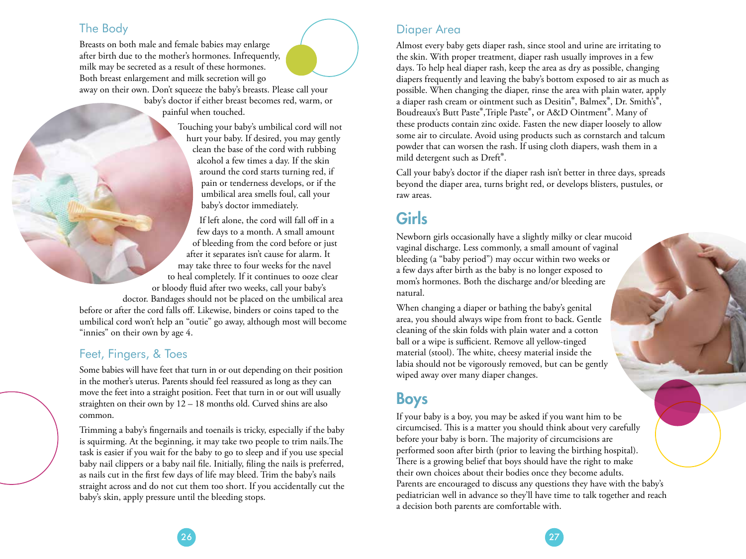## The Body

Breasts on both male and female babies may enlarge after birth due to the mother's hormones. Infrequently, milk may be secreted as a result of these hormones. Both breast enlargement and milk secretion will go away on their own. Don't squeeze the baby's breasts. Please call your baby's doctor if either breast becomes red, warm, or painful when touched.

Touching your baby's umbilical cord will not hurt your baby. If desired, you may gently clean the base of the cord with rubbing alcohol a few times a day. If the skin around the cord starts turning red, if pain or tenderness develops, or if the umbilical area smells foul, call your baby's doctor immediately.

If left alone, the cord will fall off in a few days to a month. A small amount of bleeding from the cord before or just after it separates isn't cause for alarm. It may take three to four weeks for the navel to heal completely. If it continues to ooze clear or bloody fluid after two weeks, call your baby's doctor. Bandages should not be placed on the umbilical area before or after the cord falls off. Likewise, binders or coins taped to the umbilical cord won't help an "outie" go away, although most will become "innies" on their own by age 4.

## Feet, Fingers, & Toes

Some babies will have feet that turn in or out depending on their position in the mother's uterus. Parents should feel reassured as long as they can move the feet into a straight position. Feet that turn in or out will usually straighten on their own by 12 – 18 months old. Curved shins are also common.

Trimming a baby's fingernails and toenails is tricky, especially if the baby is squirming. At the beginning, it may take two people to trim nails. The task is easier if you wait for the baby to go to sleep and if you use special baby nail clippers or a baby nail file. Initially, filing the nails is preferred, as nails cut in the first few days of life may bleed. Trim the baby's nails straight across and do not cut them too short. If you accidentally cut the baby's skin, apply pressure until the bleeding stops.

## Diaper Area

Almost every baby gets diaper rash, since stool and urine are irritating to the skin. With proper treatment, diaper rash usually improves in a few days. To help heal diaper rash, keep the area as dry as possible, changing diapers frequently and leaving the baby's bottom exposed to air as much as possible. When changing the diaper, rinse the area with plain water, apply a diaper rash cream or ointment such as Desitin®, Balmex®, Dr. Smith's®, Boudreaux's Butt Paste®, Triple Paste®, or A&D Ointment®. Many of these products contain zinc oxide. Fasten the new diaper loosely to allow some air to circulate. Avoid using products such as cornstarch and talcum powder that can worsen the rash. If using cloth diapers, wash them in a mild detergent such as Dreft®.

Call your baby's doctor if the diaper rash isn't better in three days, spreads beyond the diaper area, turns bright red, or develops blisters, pustules, or raw areas.

# Girls

Newborn girls occasionally have a slightly milky or clear mucoid vaginal discharge. Less commonly, a small amount of vaginal bleeding (a "baby period") may occur within two weeks or a few days after birth as the baby is no longer exposed to mom's hormones. Both the discharge and/or bleeding are natural.

When changing a diaper or bathing the baby's genital area, you should always wipe from front to back. Gentle cleaning of the skin folds with plain water and a cotton ball or a wipe is sufficient. Remove all yellow-tinged material (stool). The white, cheesy material inside the labia should not be vigorously removed, but can be gently wiped away over many diaper changes.

# Boys

If your baby is a boy, you may be asked if you want him to be circumcised. This is a matter you should think about very carefully before your baby is born. The majority of circumcisions are performed soon after birth (prior to leaving the birthing hospital). There is a growing belief that boys should have the right to make their own choices about their bodies once they become adults. Parents are encouraged to discuss any questions they have with the baby's pediatrician well in advance so they'll have time to talk together and reach a decision both parents are comfortable with.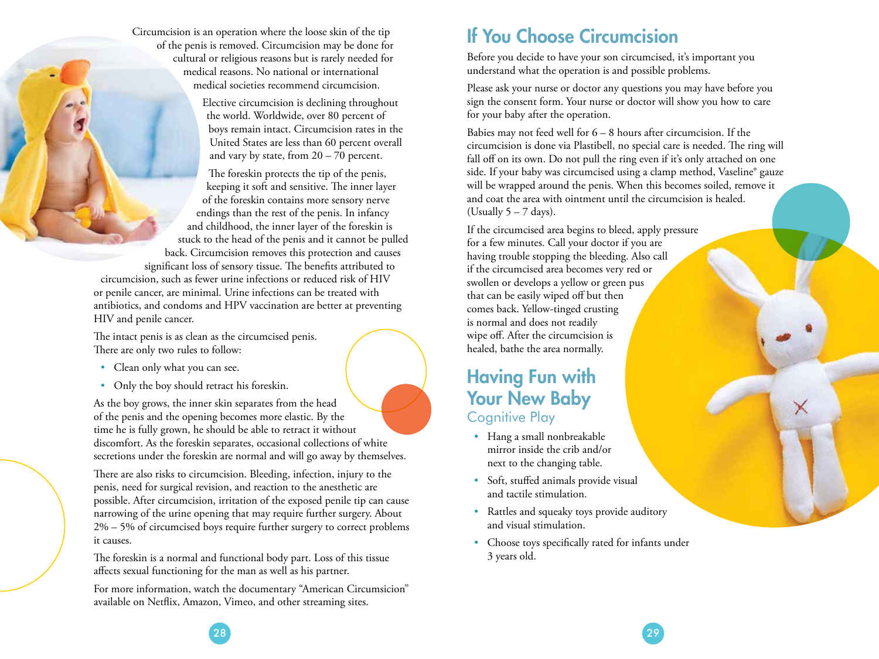Circumcision is an operation where the loose skin of the tip of the penis is removed. Circumcision may be done for cultural or religious reasons but is rarely needed for medical reasons. No national or international medical societies recommend circumcision.

Elective circumcision is declining throughout the world. Worldwide, over 80 percent of boys remain intact. Circumcision rates in the United States are less than 60 percent overall and vary by state, from 20 – 70 percent.

The foreskin protects the tip of the penis, keeping it soft and sensitive. The inner layer of the foreskin contains more sensory nerve endings than the rest of the penis. In infancy and childhood, the inner layer of the foreskin is stuck to the head of the penis and it cannot be pulled back. Circumcision removes this protection and causes significant loss of sensory tissue. The benefits attributed to circumcision, such as fewer urine infections or reduced risk of HIV or penile cancer, are minimal. Urine infections can be treated with antibiotics, and condoms and HPV vaccination are better at preventing HIV and penile cancer.

The intact penis is as clean as the circumcised penis. There are only two rules to follow:

- Clean only what you can see.
- Only the boy should retract his foreskin.

As the boy grows, the inner skin separates from the head of the penis and the opening becomes more elastic. By the time he is fully grown, he should be able to retract it without discomfort. As the foreskin separates, occasional collections of white secretions under the foreskin are normal and will go away by themselves.

There are also risks to circumcision. Bleeding, infection, injury to the penis, need for surgical revision, and reaction to the anesthetic are possible. After circumcision, irritation of the exposed penile tip can cause narrowing of the urine opening that may require further surgery. About 2% – 5% of circumcised boys require further surgery to correct problems it causes.

The foreskin is a normal and functional body part. Loss of this tissue affects sexual functioning for the man as well as his partner.

For more information, watch the documentary "American Circumsicion" available on Netflix, Amazon, Vimeo, and other streaming sites.

## If You Choose Circumcision

Before you decide to have your son circumcised, it's important you understand what the operation is and possible problems.

Please ask your nurse or doctor any questions you may have before you sign the consent form. Your nurse or doctor will show you how to care for your baby after the operation.

Babies may not feed well for 6 – 8 hours after circumcision. If the circumcision is done via Plastibell, no special care is needed. The ring will fall off on its own. Do not pull the ring even if it's only attached on one side. If your baby was circumcised using a clamp method, Vaseline® gauze will be wrapped around the penis. When this becomes soiled, remove it and coat the area with ointment until the circumcision is healed. (Usually 5 – 7 days).

If the circumcised area begins to bleed, apply pressure for a few minutes. Call your doctor if you are having trouble stopping the bleeding. Also call if the circumcised area becomes very red or swollen or develops a yellow or green pus that can be easily wiped off but then comes back. Yellow-tinged crusting is normal and does not readily wipe off. After the circumcision is healed, bathe the area normally.

## Having Fun with Your New Baby

### Cognitive Play

- Hang a small nonbreakable mirror inside the crib and/or next to the changing table.
- Soft, stuffed animals provide visual and tactile stimulation.
- Rattles and squeaky toys provide auditory and visual stimulation.
- Choose toys specifically rated for infants under 3 years old.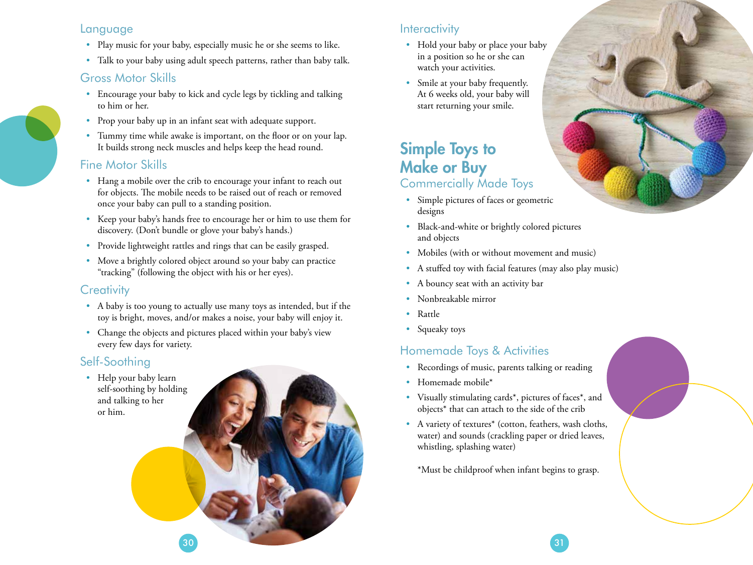## Language

- Play music for your baby, especially music he or she seems to like.
- Talk to your baby using adult speech patterns, rather than baby talk.

## Gross Motor Skills

- Encourage your baby to kick and cycle legs by tickling and talking to him or her.
- Prop your baby up in an infant seat with adequate support.
- Tummy time while awake is important, on the floor or on your lap. It builds strong neck muscles and helps keep the head round.

## Fine Motor Skills

- Hang a mobile over the crib to encourage your infant to reach out for objects. The mobile needs to be raised out of reach or removed once your baby can pull to a standing position.
- Keep your baby's hands free to encourage her or him to use them for discovery. (Don't bundle or glove your baby's hands.)
- Provide lightweight rattles and rings that can be easily grasped.
- Move a brightly colored object around so your baby can practice "tracking" (following the object with his or her eyes).

## Creativity

- A baby is too young to actually use many toys as intended, but if the toy is bright, moves, and/or makes a noise, your baby will enjoy it.
- Change the objects and pictures placed within your baby's view every few days for variety.

## Self-Soothing

- Help your baby learn self-soothing by holding and talking to her or him.

## Interactivity

- Hold your baby or place your baby in a position so he or she can watch your activities.
- Smile at your baby frequently. At 6 weeks old, your baby will start returning your smile.

# Simple Toys to Make or Buy

## Commercially Made Toys

- Simple pictures of faces or geometric designs
- Black-and-white or brightly colored pictures and objects
- Mobiles (with or without movement and music)
- A stuffed toy with facial features (may also play music)
- A bouncy seat with an activity bar
- Nonbreakable mirror
- Rattle
- Squeaky toys

## Homemade Toys & Activities

- Recordings of music, parents talking or reading
- Homemade mobile*
- Visually stimulating cards*, pictures of faces*, and objects* that can attach to the side of the crib
- A variety of textures* (cotton, feathers, wash cloths, water) and sounds (crackling paper or dried leaves, whistling, splashing water)

*Must be childproof when infant begins to grasp.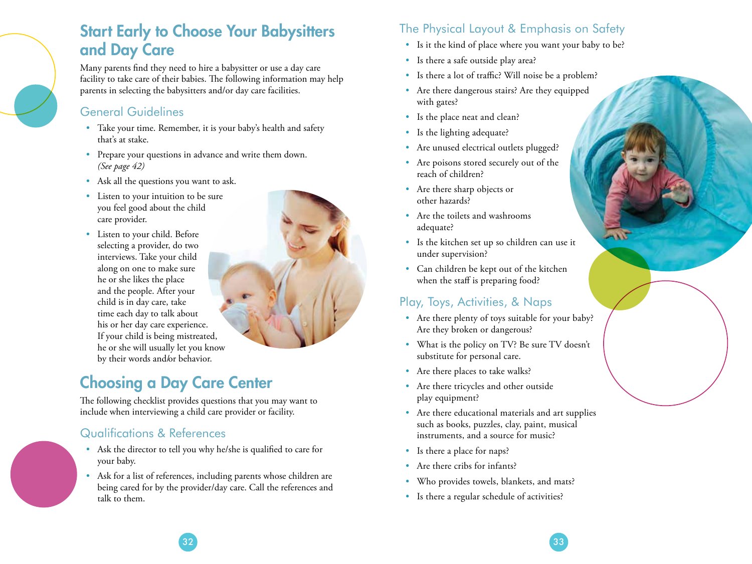## Start Early to Choose Your Babysitters and Day Care

Many parents find they need to hire a babysitter or use a day care facility to take care of their babies. The following information may help parents in selecting the babysitters and/or day care facilities.

### General Guidelines

- Take your time. Remember, it is your baby's health and safety that's at stake.
- Prepare your questions in advance and write them down. *(See page 42)*
- Ask all the questions you want to ask.
- Listen to your intuition to be sure you feel good about the child care provider.
- Listen to your child. Before selecting a provider, do two interviews. Take your child along on one to make sure he or she likes the place and the people. After your child is in day care, take time each day to talk about his or her day care experience. If your child is being mistreated, he or she will usually let you know by their words and/or behavior.

## Choosing a Day Care Center

The following checklist provides questions that you may want to include when interviewing a child care provider or facility.

### Qualifications & References

- Ask the director to tell you why he/she is qualified to care for your baby.
- Ask for a list of references, including parents whose children are being cared for by the provider/day care. Call the references and talk to them.

### The Physical Layout & Emphasis on Safety

- Is it the kind of place where you want your baby to be?
- Is there a safe outside play area?
- Is there a lot of traffic? Will noise be a problem?
- Are there dangerous stairs? Are they equipped with gates?
- Is the place neat and clean?
- Is the lighting adequate?
- Are unused electrical outlets plugged?
- Are poisons stored securely out of the reach of children?
- Are there sharp objects or other hazards?
- Are the toilets and washrooms adequate?
- Is the kitchen set up so children can use it under supervision?
- Can children be kept out of the kitchen when the staff is preparing food?

### Play, Toys, Activities, & Naps

- Are there plenty of toys suitable for your baby? Are they broken or dangerous?
- What is the policy on TV? Be sure TV doesn't substitute for personal care.
- Are there places to take walks?
- Are there tricycles and other outside play equipment?
- Are there educational materials and art supplies such as books, puzzles, clay, paint, musical instruments, and a source for music?
- Is there a place for naps?
- Are there cribs for infants?
- Who provides towels, blankets, and mats?
- Is there a regular schedule of activities?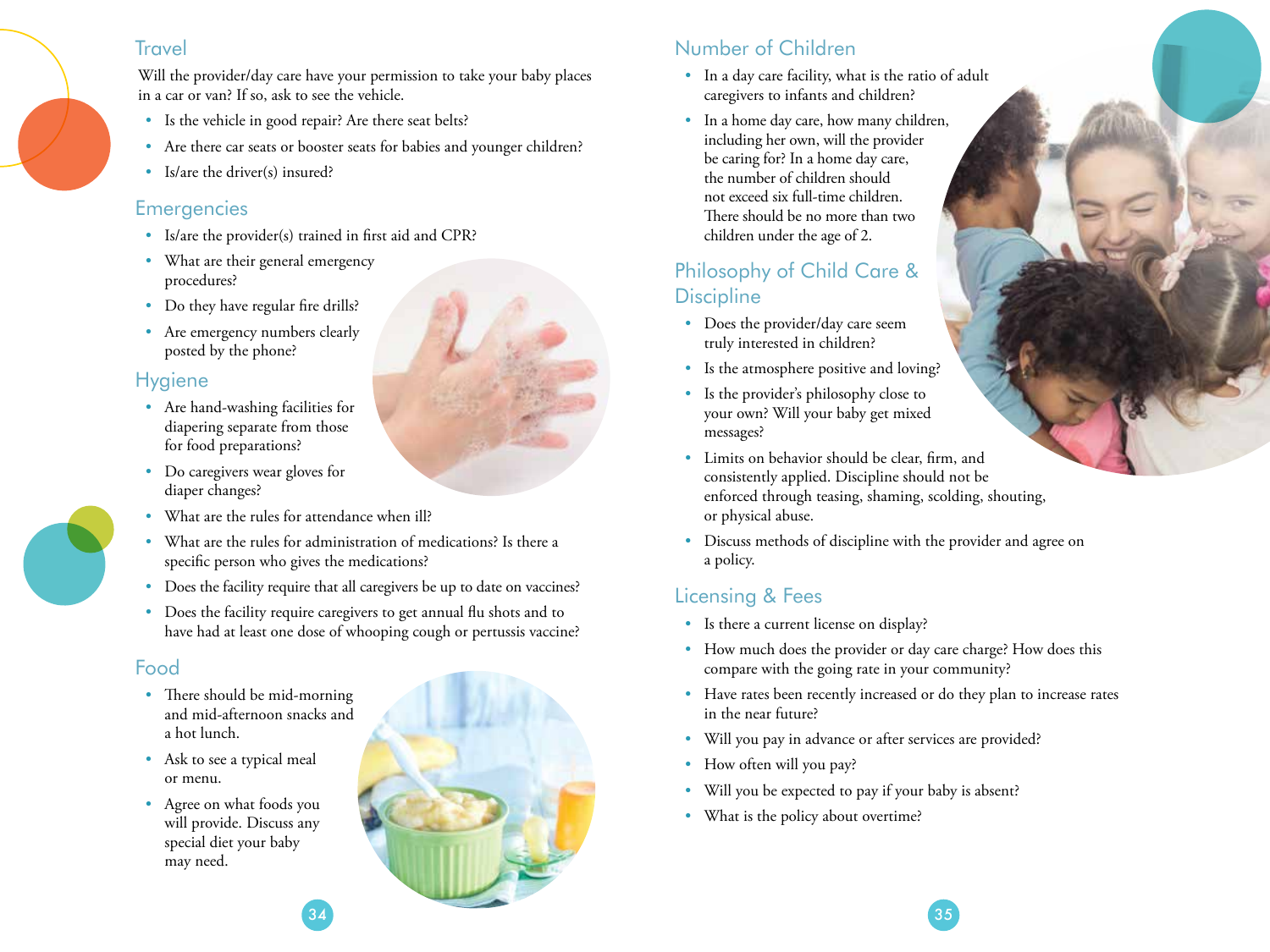## Travel

Will the provider/day care have your permission to take your baby places in a car or van? If so, ask to see the vehicle.

- Is the vehicle in good repair? Are there seat belts?
- Are there car seats or booster seats for babies and younger children?
- Is/are the driver(s) insured?

## Emergencies

- Is/are the provider(s) trained in first aid and CPR?
- What are their general emergency procedures?
- Do they have regular fire drills?
- Are emergency numbers clearly posted by the phone?

## Hygiene

- Are hand-washing facilities for diapering separate from those for food preparations?
- Do caregivers wear gloves for diaper changes?
- What are the rules for attendance when ill?
- What are the rules for administration of medications? Is there a specific person who gives the medications?
- Does the facility require that all caregivers be up to date on vaccines?
- Does the facility require caregivers to get annual flu shots and to have had at least one dose of whooping cough or pertussis vaccine?

## Food

- There should be mid-morning and mid-afternoon snacks and a hot lunch.
- Ask to see a typical meal or menu.
- Agree on what foods you will provide. Discuss any special diet your baby may need.

## Number of Children

- In a day care facility, what is the ratio of adult caregivers to infants and children?
- In a home day care, how many children, including her own, will the provider be caring for? In a home day care, the number of children should not exceed six full-time children. There should be no more than two children under the age of 2.

## Philosophy of Child Care & Discipline

- Does the provider/day care seem truly interested in children?
- Is the atmosphere positive and loving?
- Is the provider's philosophy close to your own? Will your baby get mixed messages?
- Limits on behavior should be clear, firm, and consistently applied. Discipline should not be enforced through teasing, shaming, scolding, shouting, or physical abuse.
- Discuss methods of discipline with the provider and agree on a policy.

## Licensing & Fees

- Is there a current license on display?
- How much does the provider or day care charge? How does this compare with the going rate in your community?
- Have rates been recently increased or do they plan to increase rates in the near future?
- Will you pay in advance or after services are provided?
- How often will you pay?
- Will you be expected to pay if your baby is absent?
- What is the policy about overtime?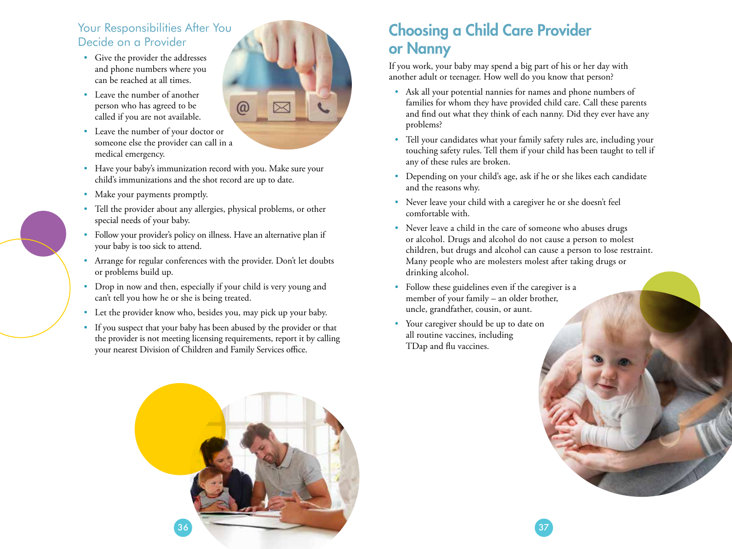## Your Responsibilities After You Decide on a Provider

- Give the provider the addresses and phone numbers where you can be reached at all times.
- Leave the number of another person who has agreed to be called if you are not available.
- Leave the number of your doctor or someone else the provider can call in a medical emergency.
- Have your baby's immunization record with you. Make sure your child's immunizations and the shot record are up to date.
- Make your payments promptly.
- Tell the provider about any allergies, physical problems, or other special needs of your baby.
- Follow your provider's policy on illness. Have an alternative plan if your baby is too sick to attend.
- Arrange for regular conferences with the provider. Don't let doubts or problems build up.
- Drop in now and then, especially if your child is very young and can't tell you how he or she is being treated.
- Let the provider know who, besides you, may pick up your baby.
- If you suspect that your baby has been abused by the provider or that the provider is not meeting licensing requirements, report it by calling your nearest Division of Children and Family Services office.

# Choosing a Child Care Provider or Nanny

If you work, your baby may spend a big part of his or her day with another adult or teenager. How well do you know that person?

- Ask all your potential nannies for names and phone numbers of families for whom they have provided child care. Call these parents and find out what they think of each nanny. Did they ever have any problems?
- Tell your candidates what your family safety rules are, including your touching safety rules. Tell them if your child has been taught to tell if any of these rules are broken.
- Depending on your child's age, ask if he or she likes each candidate and the reasons why.
- Never leave your child with a caregiver he or she doesn't feel comfortable with.
- Never leave a child in the care of someone who abuses drugs or alcohol. Drugs and alcohol do not cause a person to molest children, but drugs and alcohol can cause a person to lose restraint. Many people who are molesters molest after taking drugs or drinking alcohol.
- Follow these guidelines even if the caregiver is a member of your family – an older brother, uncle, grandfather, cousin, or aunt.
- Your caregiver should be up to date on all routine vaccines, including TDap and flu vaccines.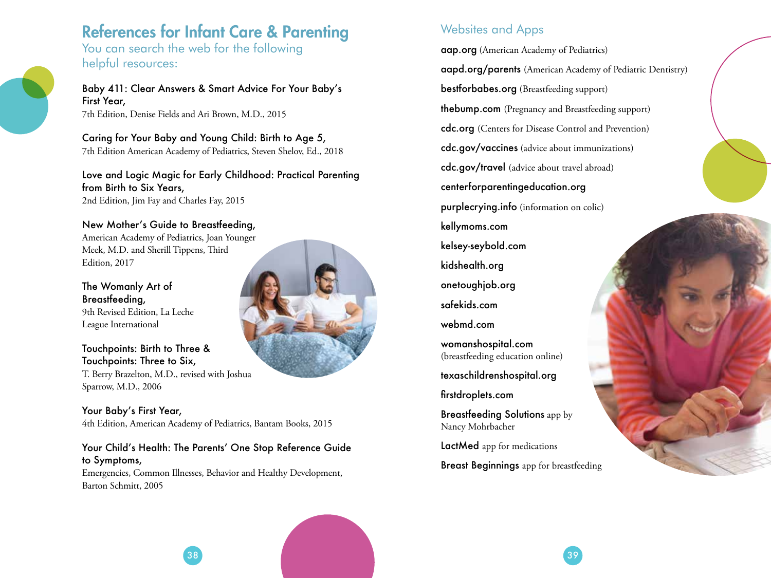# References for Infant Care & Parenting

You can search the web for the following helpful resources:

**Baby 411: Clear Answers & Smart Advice For Your Baby's First Year,**
7th Edition, Denise Fields and Ari Brown, M.D., 2015

**Caring for Your Baby and Young Child: Birth to Age 5,**
7th Edition American Academy of Pediatrics, Steven Shelov, Ed., 2018

**Love and Logic Magic for Early Childhood: Practical Parenting from Birth to Six Years,**
2nd Edition, Jim Fay and Charles Fay, 2015

**New Mother's Guide to Breastfeeding,**
American Academy of Pediatrics, Joan Younger Meek, M.D. and Sherill Tippens, Third Edition, 2017

**The Womanly Art of Breastfeeding,**
9th Revised Edition, La Leche League International

**Touchpoints: Birth to Three & Touchpoints: Three to Six,**
T. Berry Brazelton, M.D., revised with Joshua Sparrow, M.D., 2006

**Your Baby's First Year,**
4th Edition, American Academy of Pediatrics, Bantam Books, 2015

**Your Child's Health: The Parents' One Stop Reference Guide to Symptoms,**
Emergencies, Common Illnesses, Behavior and Healthy Development, Barton Schmitt, 2005

## Websites and Apps

**aap.org** (American Academy of Pediatrics)

**aapd.org/parents** (American Academy of Pediatric Dentistry)

**bestforbabes.org** (Breastfeeding support)

**thebump.com** (Pregnancy and Breastfeeding support)

**cdc.org** (Centers for Disease Control and Prevention)

**cdc.gov/vaccines** (advice about immunizations)

**cdc.gov/travel** (advice about travel abroad)

**centerforparentingeducation.org**

**purplecrying.info** (information on colic)

**kellymoms.com**

**kelsey-seybold.com**

**kidshealth.org**

**onetoughjob.org**

**safekids.com**

**webmd.com**

**womanshospital.com**
(breastfeeding education online)

**texaschildrenshospital.org**

**firstdroplets.com**

**Breastfeeding Solutions** app by Nancy Mohrbacher

**LactMed** app for medications

**Breast Beginnings** app for breastfeeding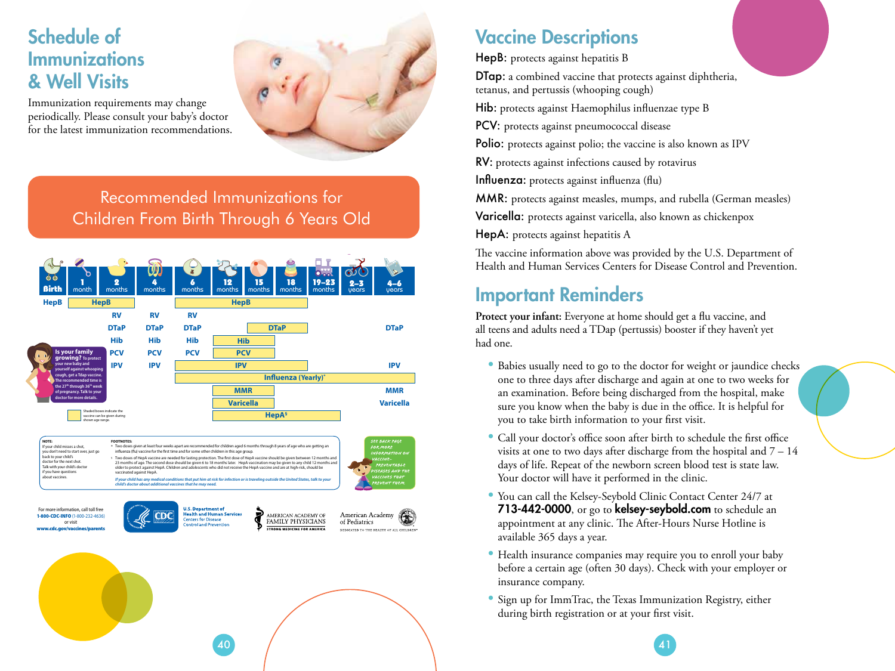# Schedule of Immunizations & Well Visits

Immunization requirements may change periodically. Please consult your baby's doctor for the latest immunization recommendations.

## Recommended Immunizations for Children From Birth Through 6 Years Old

| Birth | 1 month | 2 months | 4 months | 6 months | 12 months | 15 months | 18 months | 19–23 months | 2–3 years | 4–6 years |
|---|---|---|---|---|---|---|---|---|---|---|
| HepB | HepB | HepB | | HepB | HepB | HepB | HepB | | | |
| | | RV | RV | RV | | | | | | |
| | | DTaP | DTaP | DTaP | | DTaP | DTaP | | | DTaP |
| | | Hib | Hib | Hib | Hib | Hib | | | | |
| | | PCV | PCV | PCV | PCV | PCV | | | | |
| | | IPV | IPV | IPV | IPV | IPV | IPV | | | IPV |
| | | | | Influenza (Yearly)* | Influenza (Yearly)* | Influenza (Yearly)* | Influenza (Yearly)* | Influenza (Yearly)* | Influenza (Yearly)* | Influenza (Yearly)* |
| | | | | | MMR | MMR | | | | MMR |
| | | | | | Varicella | Varicella | | | | Varicella |
| | | | | | HepA§ | HepA§ | HepA§ | HepA§ | | |

Shaded boxes indicate the vaccine can be given during shown age range.

**Is your family growing?** To protect your new baby and yourself against whooping cough, get a Tdap vaccine. The recommended time is the 27th through 36th week of pregnancy. Talk to your doctor for more details.

**NOTE:**
If your child misses a shot, you don't need to start over, just go back to your child's doctor for the next shot. Talk with your child's doctor if you have questions about vaccines.

**FOOTNOTES:**

\* Two doses given at least four weeks apart are recommended for children aged 6 months through 8 years of age who are getting an influenza (flu) vaccine for the first time and for some other children in this age group.

§ Two doses of HepA vaccine are needed for lasting protection. The first dose of HepA vaccine should be given between 12 months and 23 months of age. The second dose should be given 6 to 18 months later. HepA vaccination may be given to any child 12 months and older to protect against HepA. Children and adolescents who did not receive the HepA vaccine and are at high-risk, should be vaccinated against HepA.

*If your child has any medical conditions that put him at risk for infection or is traveling outside the United States, talk to your child's doctor about additional vaccines that he may need.*

See back page for more information on vaccine-preventable diseases and the vaccines that prevent them.

For more information, call toll free **1-800-CDC-INFO** (1-800-232-4636) or visit **www.cdc.gov/vaccines/parents**

U.S. Department of Health and Human Services
Centers for Disease Control and Prevention

American Academy of Family Physicians — Strong Medicine for America

American Academy of Pediatrics — Dedicated to the Health of All Children

# Vaccine Descriptions

**HepB:** protects against hepatitis B

**DTap:** a combined vaccine that protects against diphtheria, tetanus, and pertussis (whooping cough)

**Hib:** protects against Haemophilus influenzae type B

**PCV:** protects against pneumococcal disease

**Polio:** protects against polio; the vaccine is also known as IPV

**RV:** protects against infections caused by rotavirus

**Influenza:** protects against influenza (flu)

**MMR:** protects against measles, mumps, and rubella (German measles)

**Varicella:** protects against varicella, also known as chickenpox

**HepA:** protects against hepatitis A

The vaccine information above was provided by the U.S. Department of Health and Human Services Centers for Disease Control and Prevention.

# Important Reminders

**Protect your infant:** Everyone at home should get a flu vaccine, and all teens and adults need a TDap (pertussis) booster if they haven't yet had one.

- Babies usually need to go to the doctor for weight or jaundice checks one to three days after discharge and again at one to two weeks for an examination. Before being discharged from the hospital, make sure you know when the baby is due in the office. It is helpful for you to take birth information to your first visit.
- Call your doctor's office soon after birth to schedule the first office visits at one to two days after discharge from the hospital and 7 – 14 days of life. Repeat of the newborn screen blood test is state law. Your doctor will have it performed in the clinic.
- You can call the Kelsey-Seybold Clinic Contact Center 24/7 at **713-442-0000**, or go to **kelsey-seybold.com** to schedule an appointment at any clinic. The After-Hours Nurse Hotline is available 365 days a year.
- Health insurance companies may require you to enroll your baby before a certain age (often 30 days). Check with your employer or insurance company.
- Sign up for ImmTrac, the Texas Immunization Registry, either during birth registration or at your first visit.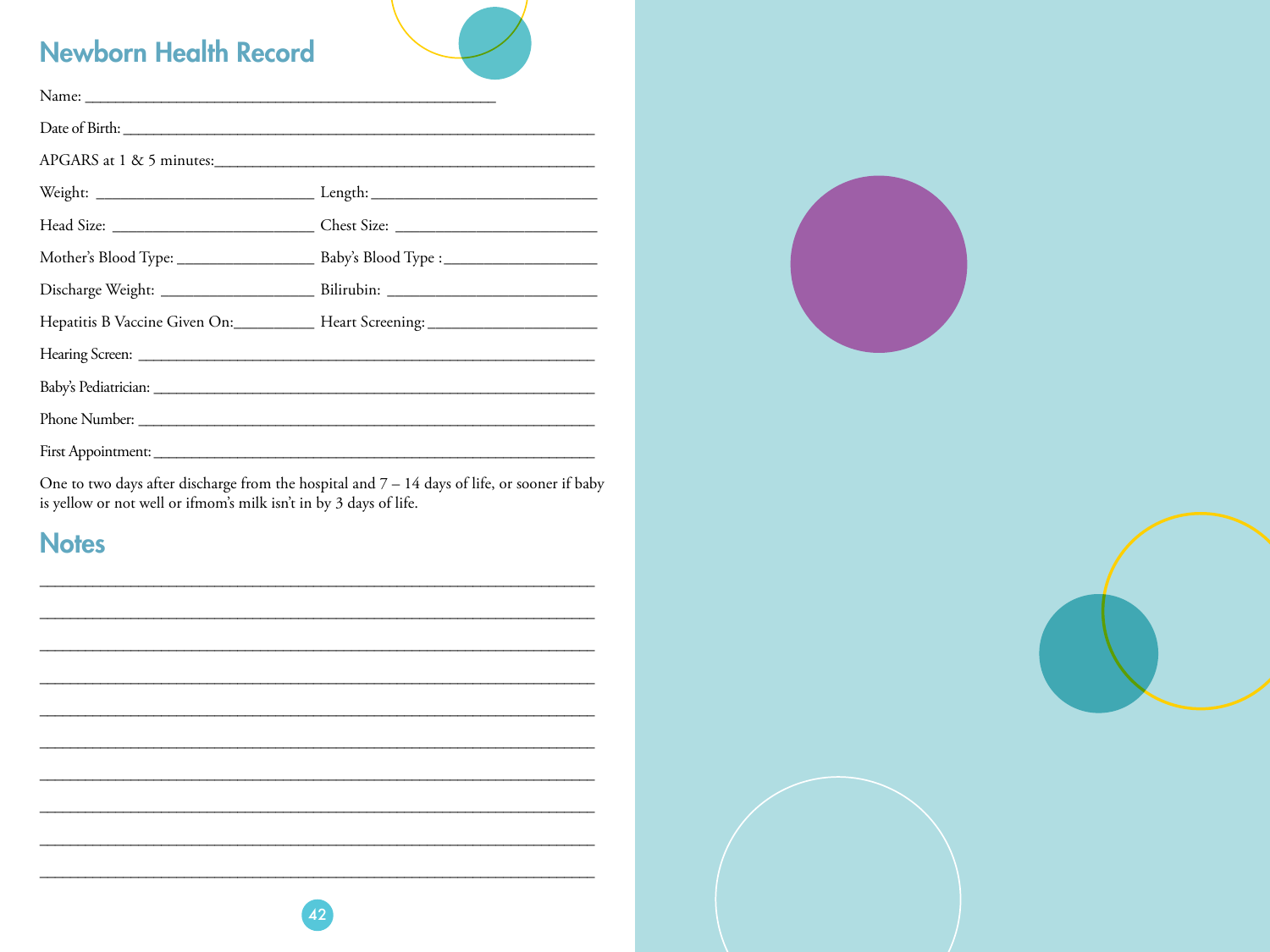## Newborn Health Record

Name: ____________________________________________

Date of Birth: ____________________________________________

APGARS at 1 & 5 minutes: ____________________________________________

Weight: ________________________ Length: ________________________

Head Size: ________________________ Chest Size: ________________________

Mother's Blood Type: ________________ Baby's Blood Type : ________________

Discharge Weight: ________________ Bilirubin: ________________________

Hepatitis B Vaccine Given On: __________ Heart Screening: ____________________

Hearing Screen: ____________________________________________

Baby's Pediatrician: ____________________________________________

Phone Number: ____________________________________________

First Appointment: ____________________________________________

One to two days after discharge from the hospital and 7 – 14 days of life, or sooner if baby is yellow or not well or ifmom's milk isn't in by 3 days of life.

## Notes

____________________________________________________________

____________________________________________________________

____________________________________________________________

____________________________________________________________

____________________________________________________________

____________________________________________________________

____________________________________________________________

____________________________________________________________

____________________________________________________________

____________________________________________________________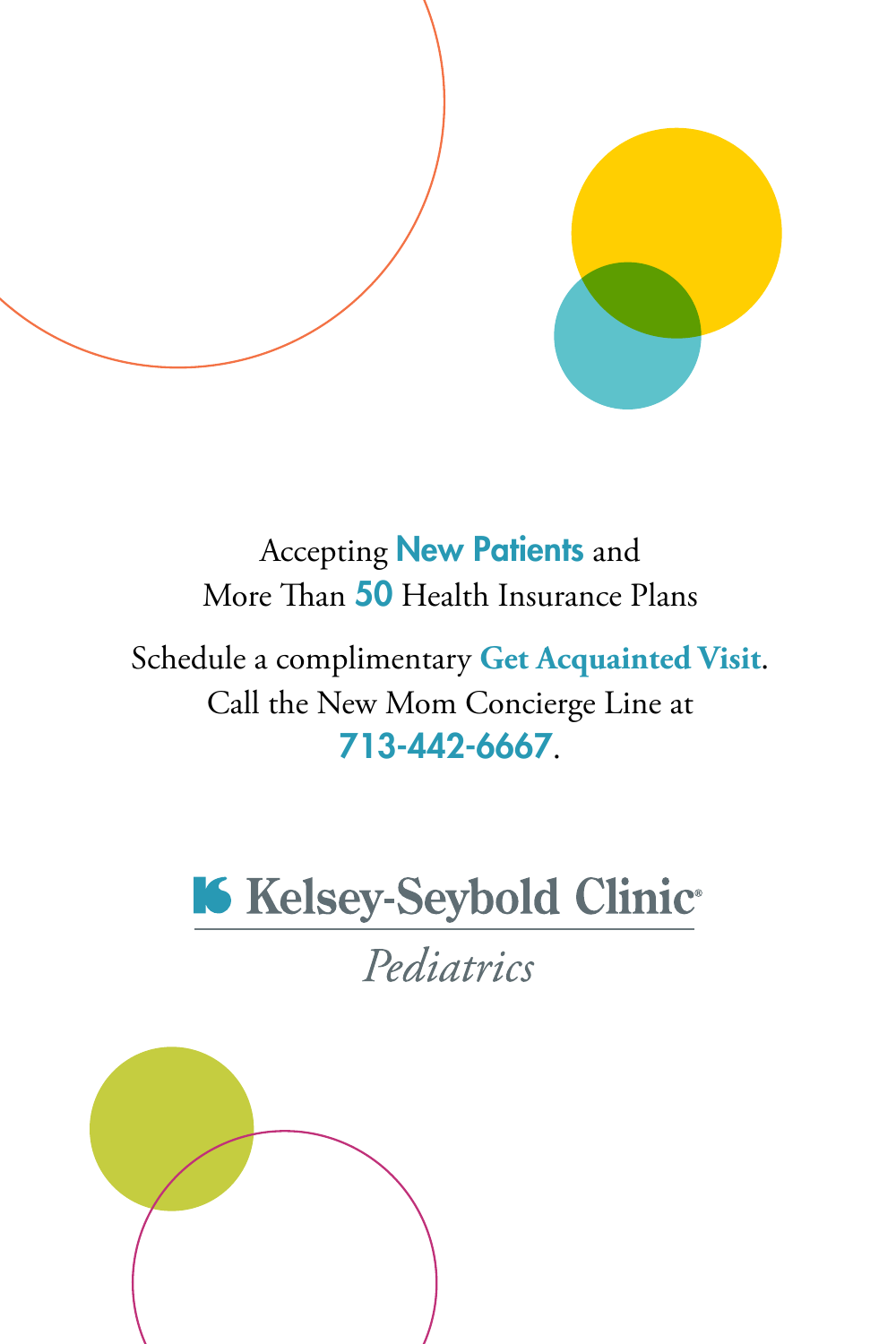Accepting **New Patients** and
More Than **50** Health Insurance Plans

Schedule a complimentary **Get Acquainted Visit**.
Call the New Mom Concierge Line at
**713-442-6667**.

Kelsey-Seybold Clinic®

*Pediatrics*